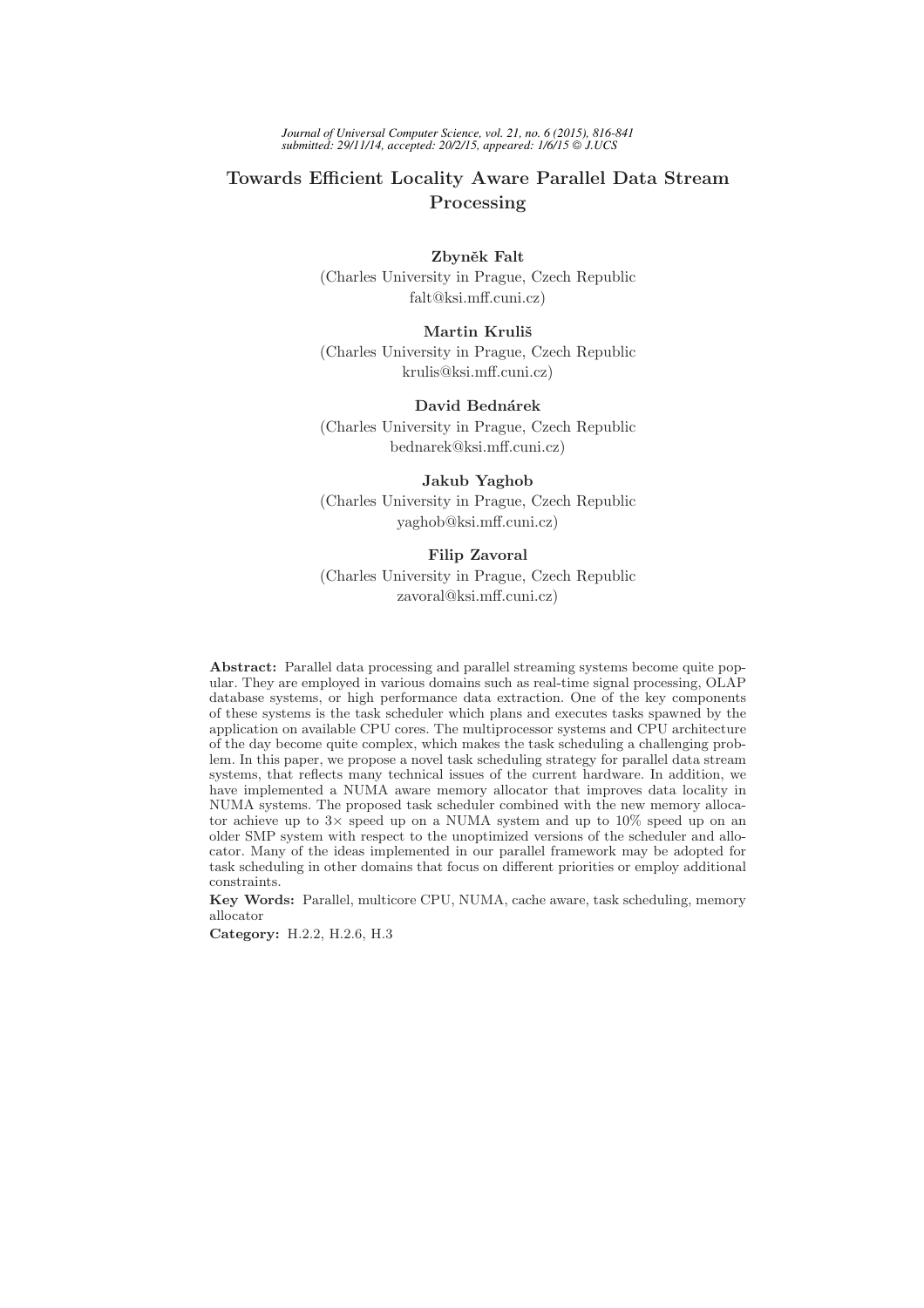# Towards Efficient Locality Aware Parallel Data Stream Processing

**Zbyněk Falt**
(Charles University in Prague, Czech Republic
falt@ksi.mff.cuni.cz)

**Martin Kruliš**
(Charles University in Prague, Czech Republic
krulis@ksi.mff.cuni.cz)

**David Bednárek**
(Charles University in Prague, Czech Republic
bednarek@ksi.mff.cuni.cz)

**Jakub Yaghob**
(Charles University in Prague, Czech Republic
yaghob@ksi.mff.cuni.cz)

**Filip Zavoral**
(Charles University in Prague, Czech Republic
zavoral@ksi.mff.cuni.cz)

**Abstract:** Parallel data processing and parallel streaming systems become quite popular. They are employed in various domains such as real-time signal processing, OLAP database systems, or high performance data extraction. One of the key components of these systems is the task scheduler which plans and executes tasks spawned by the application on available CPU cores. The multiprocessor systems and CPU architecture of the day become quite complex, which makes the task scheduling a challenging problem. In this paper, we propose a novel task scheduling strategy for parallel data stream systems, that reflects many technical issues of the current hardware. In addition, we have implemented a NUMA aware memory allocator that improves data locality in NUMA systems. The proposed task scheduler combined with the new memory allocator achieve up to 3× speed up on a NUMA system and up to 10% speed up on an older SMP system with respect to the unoptimized versions of the scheduler and allocator. Many of the ideas implemented in our parallel framework may be adopted for task scheduling in other domains that focus on different priorities or employ additional constraints.

**Key Words:** Parallel, multicore CPU, NUMA, cache aware, task scheduling, memory allocator

**Category:** H.2.2, H.2.6, H.3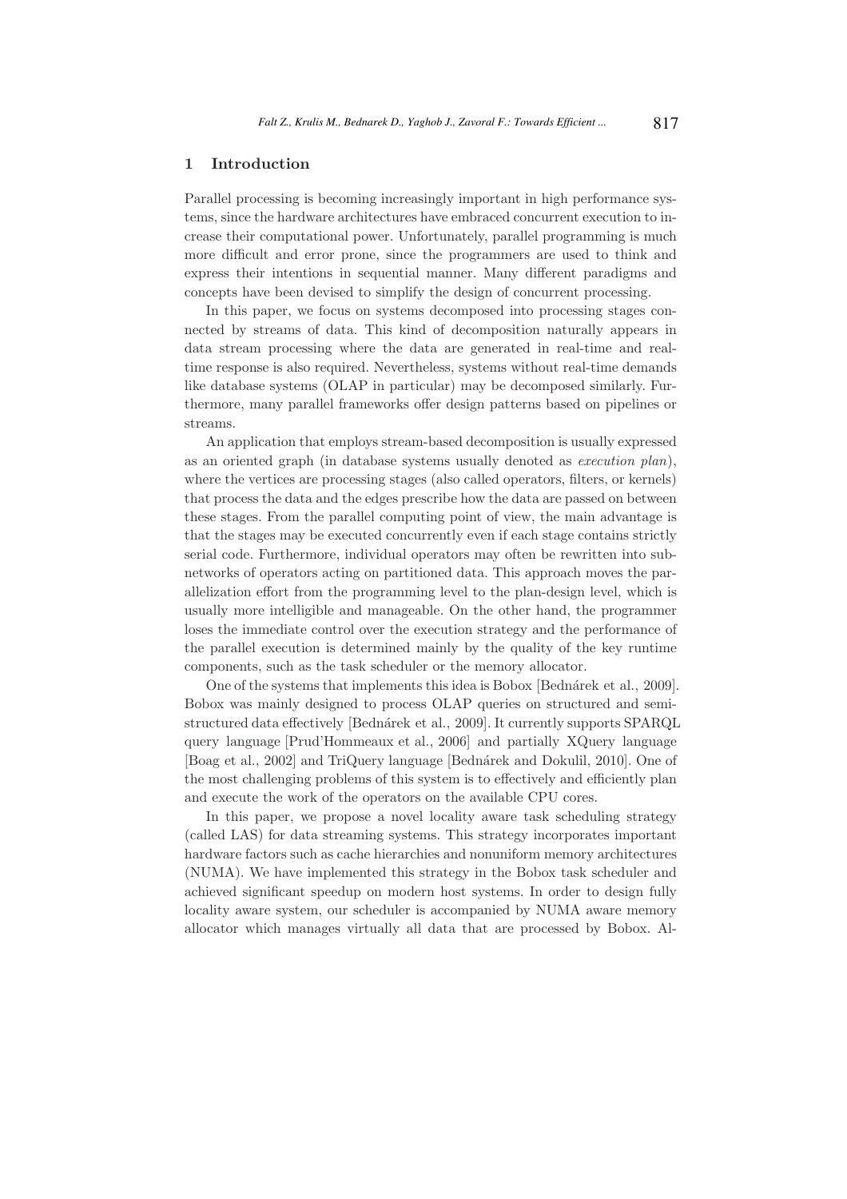## 1 Introduction

Parallel processing is becoming increasingly important in high performance systems, since the hardware architectures have embraced concurrent execution to increase their computational power. Unfortunately, parallel programming is much more difficult and error prone, since the programmers are used to think and express their intentions in sequential manner. Many different paradigms and concepts have been devised to simplify the design of concurrent processing.

In this paper, we focus on systems decomposed into processing stages connected by streams of data. This kind of decomposition naturally appears in data stream processing where the data are generated in real-time and real-time response is also required. Nevertheless, systems without real-time demands like database systems (OLAP in particular) may be decomposed similarly. Furthermore, many parallel frameworks offer design patterns based on pipelines or streams.

An application that employs stream-based decomposition is usually expressed as an oriented graph (in database systems usually denoted as *execution plan*), where the vertices are processing stages (also called operators, filters, or kernels) that process the data and the edges prescribe how the data are passed on between these stages. From the parallel computing point of view, the main advantage is that the stages may be executed concurrently even if each stage contains strictly serial code. Furthermore, individual operators may often be rewritten into sub-networks of operators acting on partitioned data. This approach moves the parallelization effort from the programming level to the plan-design level, which is usually more intelligible and manageable. On the other hand, the programmer loses the immediate control over the execution strategy and the performance of the parallel execution is determined mainly by the quality of the key runtime components, such as the task scheduler or the memory allocator.

One of the systems that implements this idea is Bobox [Bednárek et al., 2009]. Bobox was mainly designed to process OLAP queries on structured and semi-structured data effectively [Bednárek et al., 2009]. It currently supports SPARQL query language [Prud'Hommeaux et al., 2006] and partially XQuery language [Boag et al., 2002] and TriQuery language [Bednárek and Dokulil, 2010]. One of the most challenging problems of this system is to effectively and efficiently plan and execute the work of the operators on the available CPU cores.

In this paper, we propose a novel locality aware task scheduling strategy (called LAS) for data streaming systems. This strategy incorporates important hardware factors such as cache hierarchies and nonuniform memory architectures (NUMA). We have implemented this strategy in the Bobox task scheduler and achieved significant speedup on modern host systems. In order to design fully locality aware system, our scheduler is accompanied by NUMA aware memory allocator which manages virtually all data that are processed by Bobox. Al-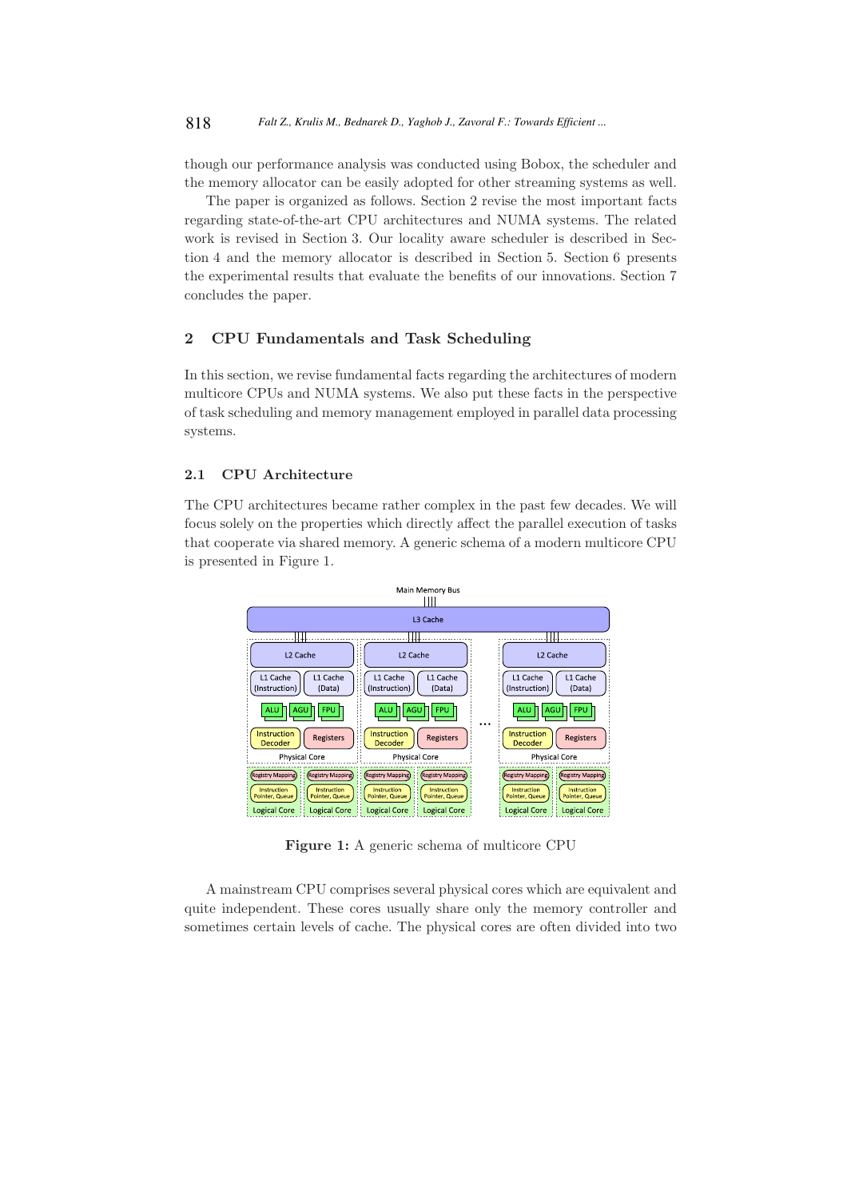though our performance analysis was conducted using Bobox, the scheduler and the memory allocator can be easily adopted for other streaming systems as well.

The paper is organized as follows. Section 2 revise the most important facts regarding state-of-the-art CPU architectures and NUMA systems. The related work is revised in Section 3. Our locality aware scheduler is described in Section 4 and the memory allocator is described in Section 5. Section 6 presents the experimental results that evaluate the benefits of our innovations. Section 7 concludes the paper.

## 2 CPU Fundamentals and Task Scheduling

In this section, we revise fundamental facts regarding the architectures of modern multicore CPUs and NUMA systems. We also put these facts in the perspective of task scheduling and memory management employed in parallel data processing systems.

### 2.1 CPU Architecture

The CPU architectures became rather complex in the past few decades. We will focus solely on the properties which directly affect the parallel execution of tasks that cooperate via shared memory. A generic schema of a modern multicore CPU is presented in Figure 1.

Main Memory Bus

L3 Cache

L2 Cache

L1 Cache (Instruction)

L1 Cache (Data)

ALU

AGU

FPU

Instruction Decoder

Registers

Physical Core

Registry Mapping

Instruction Pointer, Queue

Logical Core

...

**Figure 1:** A generic schema of multicore CPU

A mainstream CPU comprises several physical cores which are equivalent and quite independent. These cores usually share only the memory controller and sometimes certain levels of cache. The physical cores are often divided into two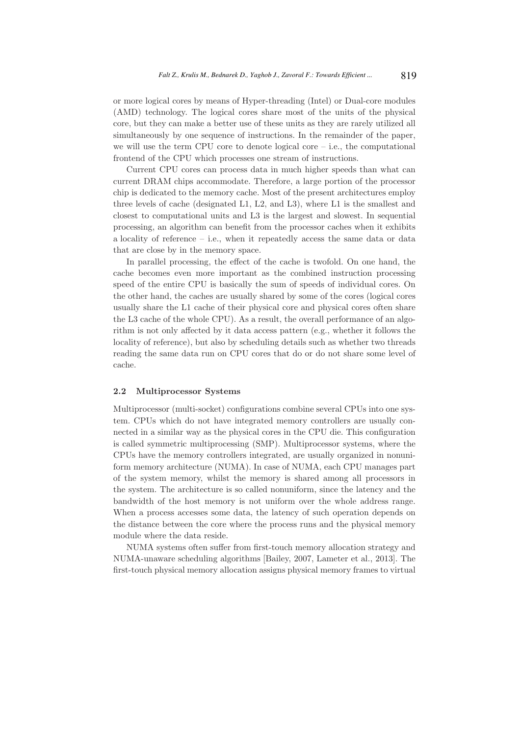or more logical cores by means of Hyper-threading (Intel) or Dual-core modules (AMD) technology. The logical cores share most of the units of the physical core, but they can make a better use of these units as they are rarely utilized all simultaneously by one sequence of instructions. In the remainder of the paper, we will use the term CPU core to denote logical core – i.e., the computational frontend of the CPU which processes one stream of instructions.

Current CPU cores can process data in much higher speeds than what can current DRAM chips accommodate. Therefore, a large portion of the processor chip is dedicated to the memory cache. Most of the present architectures employ three levels of cache (designated L1, L2, and L3), where L1 is the smallest and closest to computational units and L3 is the largest and slowest. In sequential processing, an algorithm can benefit from the processor caches when it exhibits a locality of reference – i.e., when it repeatedly access the same data or data that are close by in the memory space.

In parallel processing, the effect of the cache is twofold. On one hand, the cache becomes even more important as the combined instruction processing speed of the entire CPU is basically the sum of speeds of individual cores. On the other hand, the caches are usually shared by some of the cores (logical cores usually share the L1 cache of their physical core and physical cores often share the L3 cache of the whole CPU). As a result, the overall performance of an algorithm is not only affected by it data access pattern (e.g., whether it follows the locality of reference), but also by scheduling details such as whether two threads reading the same data run on CPU cores that do or do not share some level of cache.

### 2.2 Multiprocessor Systems

Multiprocessor (multi-socket) configurations combine several CPUs into one system. CPUs which do not have integrated memory controllers are usually connected in a similar way as the physical cores in the CPU die. This configuration is called symmetric multiprocessing (SMP). Multiprocessor systems, where the CPUs have the memory controllers integrated, are usually organized in nonuniform memory architecture (NUMA). In case of NUMA, each CPU manages part of the system memory, whilst the memory is shared among all processors in the system. The architecture is so called nonuniform, since the latency and the bandwidth of the host memory is not uniform over the whole address range. When a process accesses some data, the latency of such operation depends on the distance between the core where the process runs and the physical memory module where the data reside.

NUMA systems often suffer from first-touch memory allocation strategy and NUMA-unaware scheduling algorithms [Bailey, 2007, Lameter et al., 2013]. The first-touch physical memory allocation assigns physical memory frames to virtual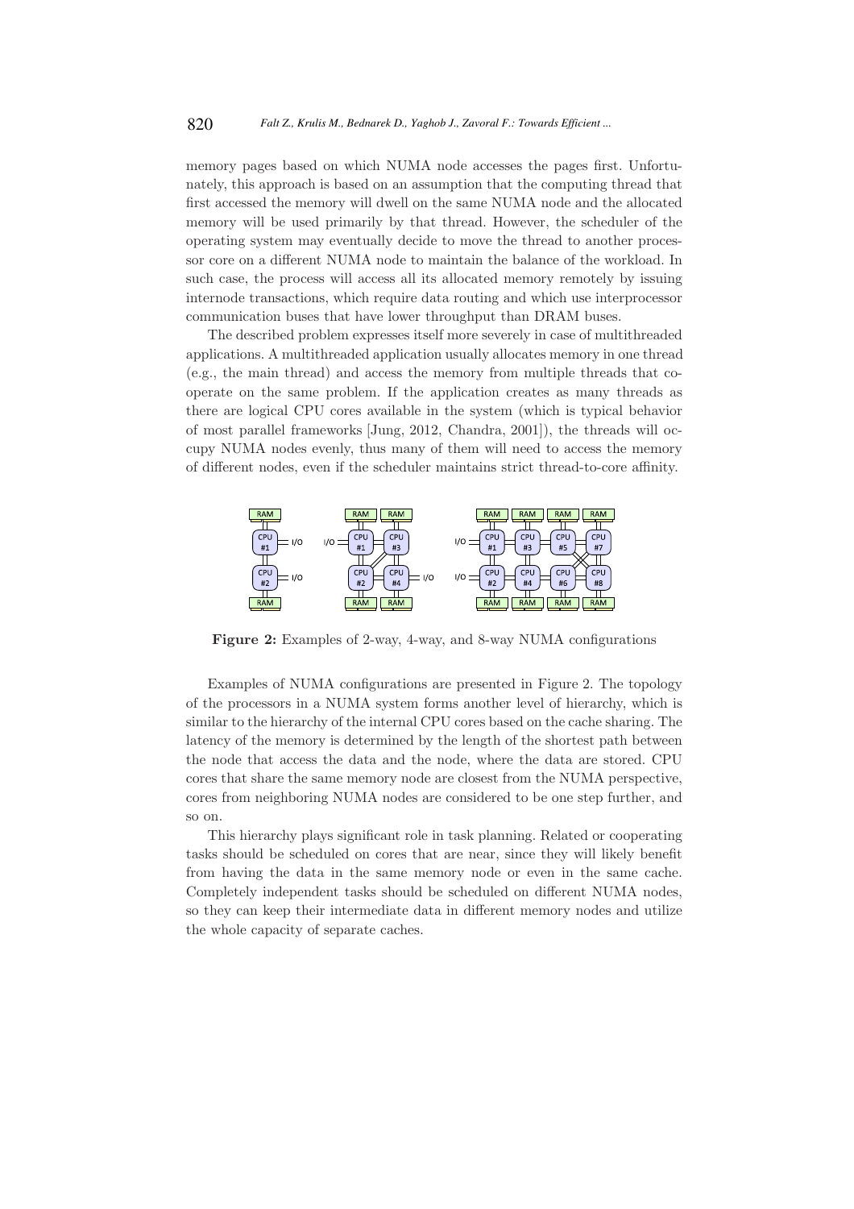memory pages based on which NUMA node accesses the pages first. Unfortunately, this approach is based on an assumption that the computing thread that first accessed the memory will dwell on the same NUMA node and the allocated memory will be used primarily by that thread. However, the scheduler of the operating system may eventually decide to move the thread to another processor core on a different NUMA node to maintain the balance of the workload. In such case, the process will access all its allocated memory remotely by issuing internode transactions, which require data routing and which use interprocessor communication buses that have lower throughput than DRAM buses.

The described problem expresses itself more severely in case of multithreaded applications. A multithreaded application usually allocates memory in one thread (e.g., the main thread) and access the memory from multiple threads that cooperate on the same problem. If the application creates as many threads as there are logical CPU cores available in the system (which is typical behavior of most parallel frameworks [Jung, 2012, Chandra, 2001]), the threads will occupy NUMA nodes evenly, thus many of them will need to access the memory of different nodes, even if the scheduler maintains strict thread-to-core affinity.

RAM
CPU #1
I/O
CPU #2
I/O
RAM

RAM RAM
I/O CPU #1 CPU #3
CPU #2 CPU #4 I/O
RAM RAM

RAM RAM RAM RAM
I/O CPU #1 CPU #3 CPU #5 CPU #7
I/O CPU #2 CPU #4 CPU #6 CPU #8
RAM RAM RAM RAM

**Figure 2:** Examples of 2-way, 4-way, and 8-way NUMA configurations

Examples of NUMA configurations are presented in Figure 2. The topology of the processors in a NUMA system forms another level of hierarchy, which is similar to the hierarchy of the internal CPU cores based on the cache sharing. The latency of the memory is determined by the length of the shortest path between the node that access the data and the node, where the data are stored. CPU cores that share the same memory node are closest from the NUMA perspective, cores from neighboring NUMA nodes are considered to be one step further, and so on.

This hierarchy plays significant role in task planning. Related or cooperating tasks should be scheduled on cores that are near, since they will likely benefit from having the data in the same memory node or even in the same cache. Completely independent tasks should be scheduled on different NUMA nodes, so they can keep their intermediate data in different memory nodes and utilize the whole capacity of separate caches.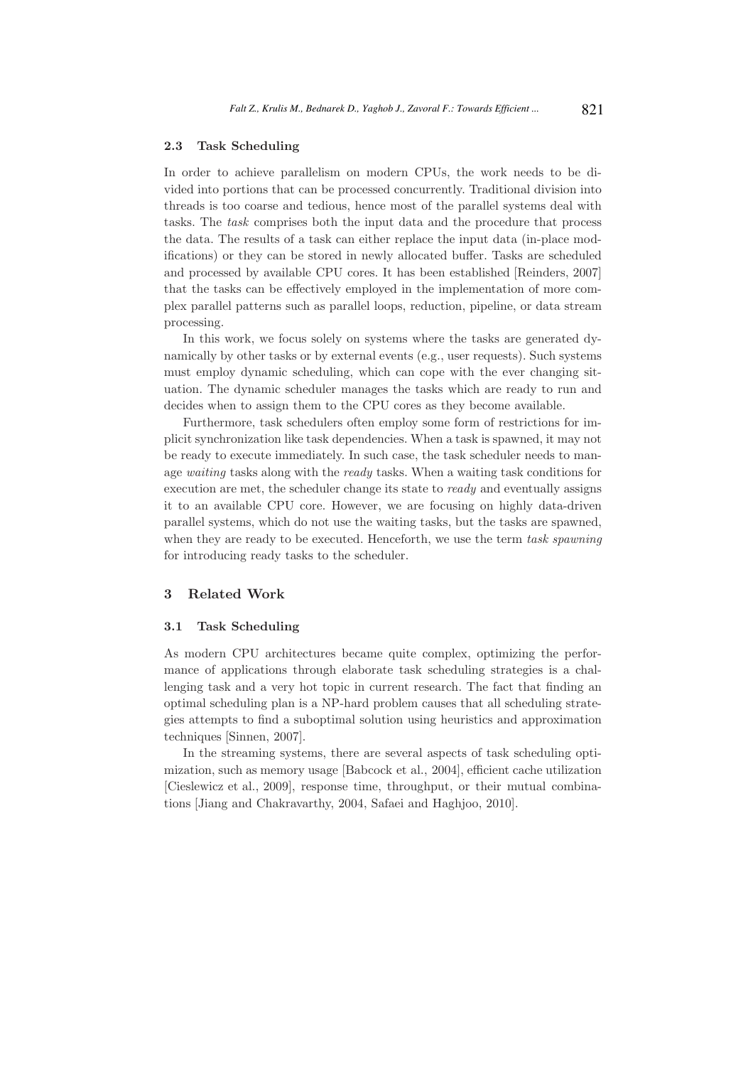### 2.3 Task Scheduling

In order to achieve parallelism on modern CPUs, the work needs to be divided into portions that can be processed concurrently. Traditional division into threads is too coarse and tedious, hence most of the parallel systems deal with tasks. The *task* comprises both the input data and the procedure that process the data. The results of a task can either replace the input data (in-place modifications) or they can be stored in newly allocated buffer. Tasks are scheduled and processed by available CPU cores. It has been established [Reinders, 2007] that the tasks can be effectively employed in the implementation of more complex parallel patterns such as parallel loops, reduction, pipeline, or data stream processing.

In this work, we focus solely on systems where the tasks are generated dynamically by other tasks or by external events (e.g., user requests). Such systems must employ dynamic scheduling, which can cope with the ever changing situation. The dynamic scheduler manages the tasks which are ready to run and decides when to assign them to the CPU cores as they become available.

Furthermore, task schedulers often employ some form of restrictions for implicit synchronization like task dependencies. When a task is spawned, it may not be ready to execute immediately. In such case, the task scheduler needs to manage *waiting* tasks along with the *ready* tasks. When a waiting task conditions for execution are met, the scheduler change its state to *ready* and eventually assigns it to an available CPU core. However, we are focusing on highly data-driven parallel systems, which do not use the waiting tasks, but the tasks are spawned, when they are ready to be executed. Henceforth, we use the term *task spawning* for introducing ready tasks to the scheduler.

## 3 Related Work

### 3.1 Task Scheduling

As modern CPU architectures became quite complex, optimizing the performance of applications through elaborate task scheduling strategies is a challenging task and a very hot topic in current research. The fact that finding an optimal scheduling plan is a NP-hard problem causes that all scheduling strategies attempts to find a suboptimal solution using heuristics and approximation techniques [Sinnen, 2007].

In the streaming systems, there are several aspects of task scheduling optimization, such as memory usage [Babcock et al., 2004], efficient cache utilization [Cieslewicz et al., 2009], response time, throughput, or their mutual combinations [Jiang and Chakravarthy, 2004, Safaei and Haghjoo, 2010].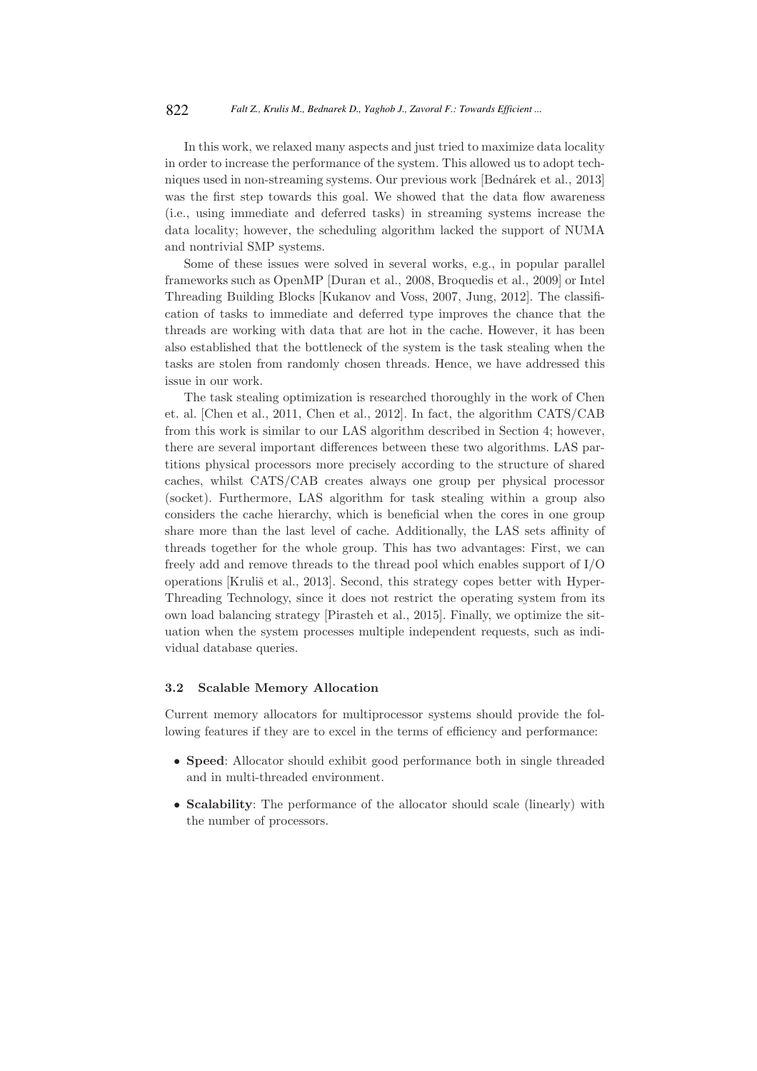In this work, we relaxed many aspects and just tried to maximize data locality in order to increase the performance of the system. This allowed us to adopt techniques used in non-streaming systems. Our previous work [Bednárek et al., 2013] was the first step towards this goal. We showed that the data flow awareness (i.e., using immediate and deferred tasks) in streaming systems increase the data locality; however, the scheduling algorithm lacked the support of NUMA and nontrivial SMP systems.

Some of these issues were solved in several works, e.g., in popular parallel frameworks such as OpenMP [Duran et al., 2008, Broquedis et al., 2009] or Intel Threading Building Blocks [Kukanov and Voss, 2007, Jung, 2012]. The classification of tasks to immediate and deferred type improves the chance that the threads are working with data that are hot in the cache. However, it has been also established that the bottleneck of the system is the task stealing when the tasks are stolen from randomly chosen threads. Hence, we have addressed this issue in our work.

The task stealing optimization is researched thoroughly in the work of Chen et. al. [Chen et al., 2011, Chen et al., 2012]. In fact, the algorithm CATS/CAB from this work is similar to our LAS algorithm described in Section 4; however, there are several important differences between these two algorithms. LAS partitions physical processors more precisely according to the structure of shared caches, whilst CATS/CAB creates always one group per physical processor (socket). Furthermore, LAS algorithm for task stealing within a group also considers the cache hierarchy, which is beneficial when the cores in one group share more than the last level of cache. Additionally, the LAS sets affinity of threads together for the whole group. This has two advantages: First, we can freely add and remove threads to the thread pool which enables support of I/O operations [Kruliš et al., 2013]. Second, this strategy copes better with Hyper-Threading Technology, since it does not restrict the operating system from its own load balancing strategy [Pirasteh et al., 2015]. Finally, we optimize the situation when the system processes multiple independent requests, such as individual database queries.

### 3.2 Scalable Memory Allocation

Current memory allocators for multiprocessor systems should provide the following features if they are to excel in the terms of efficiency and performance:

- **Speed**: Allocator should exhibit good performance both in single threaded and in multi-threaded environment.
- **Scalability**: The performance of the allocator should scale (linearly) with the number of processors.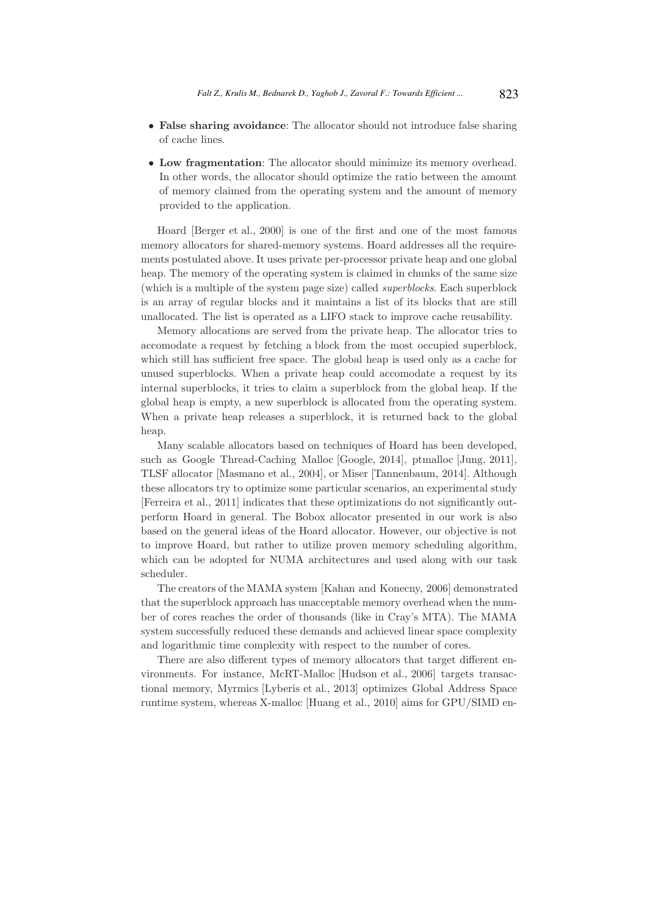- **False sharing avoidance**: The allocator should not introduce false sharing of cache lines.
- **Low fragmentation**: The allocator should minimize its memory overhead. In other words, the allocator should optimize the ratio between the amount of memory claimed from the operating system and the amount of memory provided to the application.

Hoard [Berger et al., 2000] is one of the first and one of the most famous memory allocators for shared-memory systems. Hoard addresses all the requirements postulated above. It uses private per-processor private heap and one global heap. The memory of the operating system is claimed in chunks of the same size (which is a multiple of the system page size) called *superblocks*. Each superblock is an array of regular blocks and it maintains a list of its blocks that are still unallocated. The list is operated as a LIFO stack to improve cache reusability.

Memory allocations are served from the private heap. The allocator tries to accomodate a request by fetching a block from the most occupied superblock, which still has sufficient free space. The global heap is used only as a cache for unused superblocks. When a private heap could accomodate a request by its internal superblocks, it tries to claim a superblock from the global heap. If the global heap is empty, a new superblock is allocated from the operating system. When a private heap releases a superblock, it is returned back to the global heap.

Many scalable allocators based on techniques of Hoard has been developed, such as Google Thread-Caching Malloc [Google, 2014], ptmalloc [Jung, 2011], TLSF allocator [Masmano et al., 2004], or Miser [Tannenbaum, 2014]. Although these allocators try to optimize some particular scenarios, an experimental study [Ferreira et al., 2011] indicates that these optimizations do not significantly outperform Hoard in general. The Bobox allocator presented in our work is also based on the general ideas of the Hoard allocator. However, our objective is not to improve Hoard, but rather to utilize proven memory scheduling algorithm, which can be adopted for NUMA architectures and used along with our task scheduler.

The creators of the MAMA system [Kahan and Konecny, 2006] demonstrated that the superblock approach has unacceptable memory overhead when the number of cores reaches the order of thousands (like in Cray's MTA). The MAMA system successfully reduced these demands and achieved linear space complexity and logarithmic time complexity with respect to the number of cores.

There are also different types of memory allocators that target different environments. For instance, McRT-Malloc [Hudson et al., 2006] targets transactional memory, Myrmics [Lyberis et al., 2013] optimizes Global Address Space runtime system, whereas X-malloc [Huang et al., 2010] aims for GPU/SIMD en-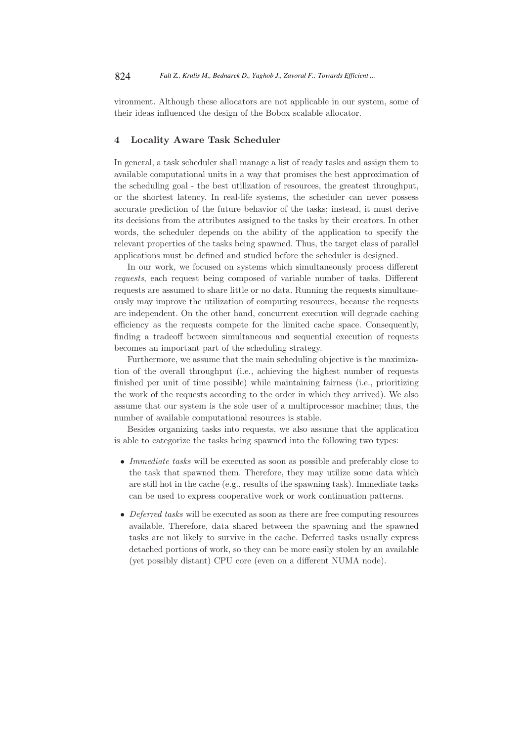vironment. Although these allocators are not applicable in our system, some of their ideas influenced the design of the Bobox scalable allocator.

## 4 Locality Aware Task Scheduler

In general, a task scheduler shall manage a list of ready tasks and assign them to available computational units in a way that promises the best approximation of the scheduling goal - the best utilization of resources, the greatest throughput, or the shortest latency. In real-life systems, the scheduler can never possess accurate prediction of the future behavior of the tasks; instead, it must derive its decisions from the attributes assigned to the tasks by their creators. In other words, the scheduler depends on the ability of the application to specify the relevant properties of the tasks being spawned. Thus, the target class of parallel applications must be defined and studied before the scheduler is designed.

In our work, we focused on systems which simultaneously process different *requests*, each request being composed of variable number of tasks. Different requests are assumed to share little or no data. Running the requests simultaneously may improve the utilization of computing resources, because the requests are independent. On the other hand, concurrent execution will degrade caching efficiency as the requests compete for the limited cache space. Consequently, finding a tradeoff between simultaneous and sequential execution of requests becomes an important part of the scheduling strategy.

Furthermore, we assume that the main scheduling objective is the maximization of the overall throughput (i.e., achieving the highest number of requests finished per unit of time possible) while maintaining fairness (i.e., prioritizing the work of the requests according to the order in which they arrived). We also assume that our system is the sole user of a multiprocessor machine; thus, the number of available computational resources is stable.

Besides organizing tasks into requests, we also assume that the application is able to categorize the tasks being spawned into the following two types:

- *Immediate tasks* will be executed as soon as possible and preferably close to the task that spawned them. Therefore, they may utilize some data which are still hot in the cache (e.g., results of the spawning task). Immediate tasks can be used to express cooperative work or work continuation patterns.
- *Deferred tasks* will be executed as soon as there are free computing resources available. Therefore, data shared between the spawning and the spawned tasks are not likely to survive in the cache. Deferred tasks usually express detached portions of work, so they can be more easily stolen by an available (yet possibly distant) CPU core (even on a different NUMA node).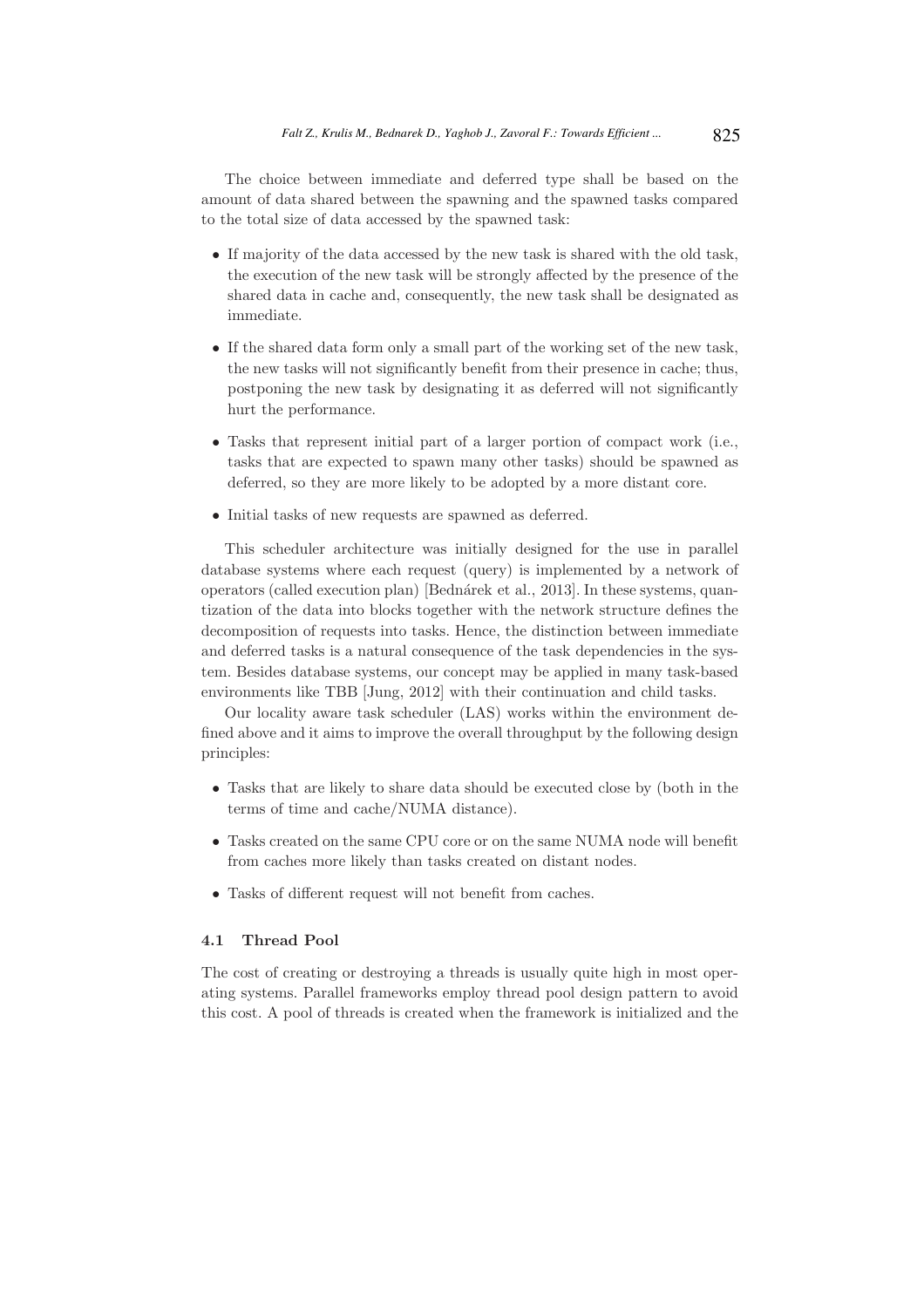The choice between immediate and deferred type shall be based on the amount of data shared between the spawning and the spawned tasks compared to the total size of data accessed by the spawned task:

- If majority of the data accessed by the new task is shared with the old task, the execution of the new task will be strongly affected by the presence of the shared data in cache and, consequently, the new task shall be designated as immediate.
- If the shared data form only a small part of the working set of the new task, the new tasks will not significantly benefit from their presence in cache; thus, postponing the new task by designating it as deferred will not significantly hurt the performance.
- Tasks that represent initial part of a larger portion of compact work (i.e., tasks that are expected to spawn many other tasks) should be spawned as deferred, so they are more likely to be adopted by a more distant core.
- Initial tasks of new requests are spawned as deferred.

This scheduler architecture was initially designed for the use in parallel database systems where each request (query) is implemented by a network of operators (called execution plan) [Bednárek et al., 2013]. In these systems, quantization of the data into blocks together with the network structure defines the decomposition of requests into tasks. Hence, the distinction between immediate and deferred tasks is a natural consequence of the task dependencies in the system. Besides database systems, our concept may be applied in many task-based environments like TBB [Jung, 2012] with their continuation and child tasks.

Our locality aware task scheduler (LAS) works within the environment defined above and it aims to improve the overall throughput by the following design principles:

- Tasks that are likely to share data should be executed close by (both in the terms of time and cache/NUMA distance).
- Tasks created on the same CPU core or on the same NUMA node will benefit from caches more likely than tasks created on distant nodes.
- Tasks of different request will not benefit from caches.

### 4.1 Thread Pool

The cost of creating or destroying a threads is usually quite high in most operating systems. Parallel frameworks employ thread pool design pattern to avoid this cost. A pool of threads is created when the framework is initialized and the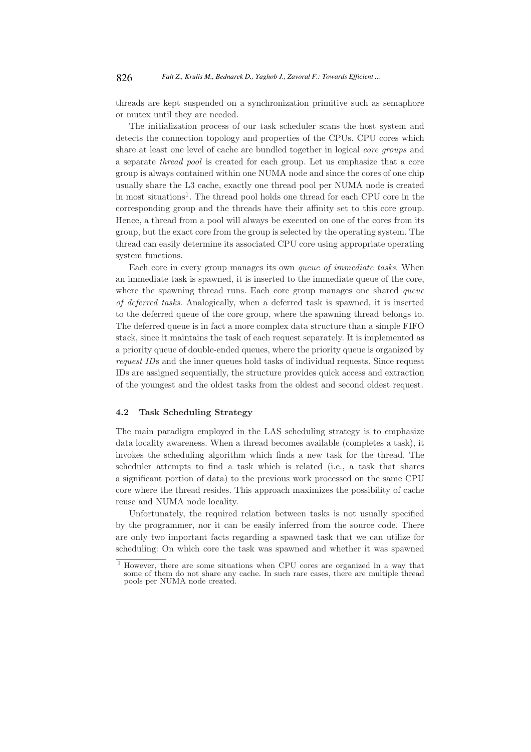threads are kept suspended on a synchronization primitive such as semaphore or mutex until they are needed.

The initialization process of our task scheduler scans the host system and detects the connection topology and properties of the CPUs. CPU cores which share at least one level of cache are bundled together in logical *core groups* and a separate *thread pool* is created for each group. Let us emphasize that a core group is always contained within one NUMA node and since the cores of one chip usually share the L3 cache, exactly one thread pool per NUMA node is created in most situations[1]. The thread pool holds one thread for each CPU core in the corresponding group and the threads have their affinity set to this core group. Hence, a thread from a pool will always be executed on one of the cores from its group, but the exact core from the group is selected by the operating system. The thread can easily determine its associated CPU core using appropriate operating system functions.

Each core in every group manages its own *queue of immediate tasks*. When an immediate task is spawned, it is inserted to the immediate queue of the core, where the spawning thread runs. Each core group manages one shared *queue of deferred tasks*. Analogically, when a deferred task is spawned, it is inserted to the deferred queue of the core group, where the spawning thread belongs to. The deferred queue is in fact a more complex data structure than a simple FIFO stack, since it maintains the task of each request separately. It is implemented as a priority queue of double-ended queues, where the priority queue is organized by *request IDs* and the inner queues hold tasks of individual requests. Since request IDs are assigned sequentially, the structure provides quick access and extraction of the youngest and the oldest tasks from the oldest and second oldest request.

### 4.2 Task Scheduling Strategy

The main paradigm employed in the LAS scheduling strategy is to emphasize data locality awareness. When a thread becomes available (completes a task), it invokes the scheduling algorithm which finds a new task for the thread. The scheduler attempts to find a task which is related (i.e., a task that shares a significant portion of data) to the previous work processed on the same CPU core where the thread resides. This approach maximizes the possibility of cache reuse and NUMA node locality.

Unfortunately, the required relation between tasks is not usually specified by the programmer, nor it can be easily inferred from the source code. There are only two important facts regarding a spawned task that we can utilize for scheduling: On which core the task was spawned and whether it was spawned

[1] However, there are some situations when CPU cores are organized in a way that some of them do not share any cache. In such rare cases, there are multiple thread pools per NUMA node created.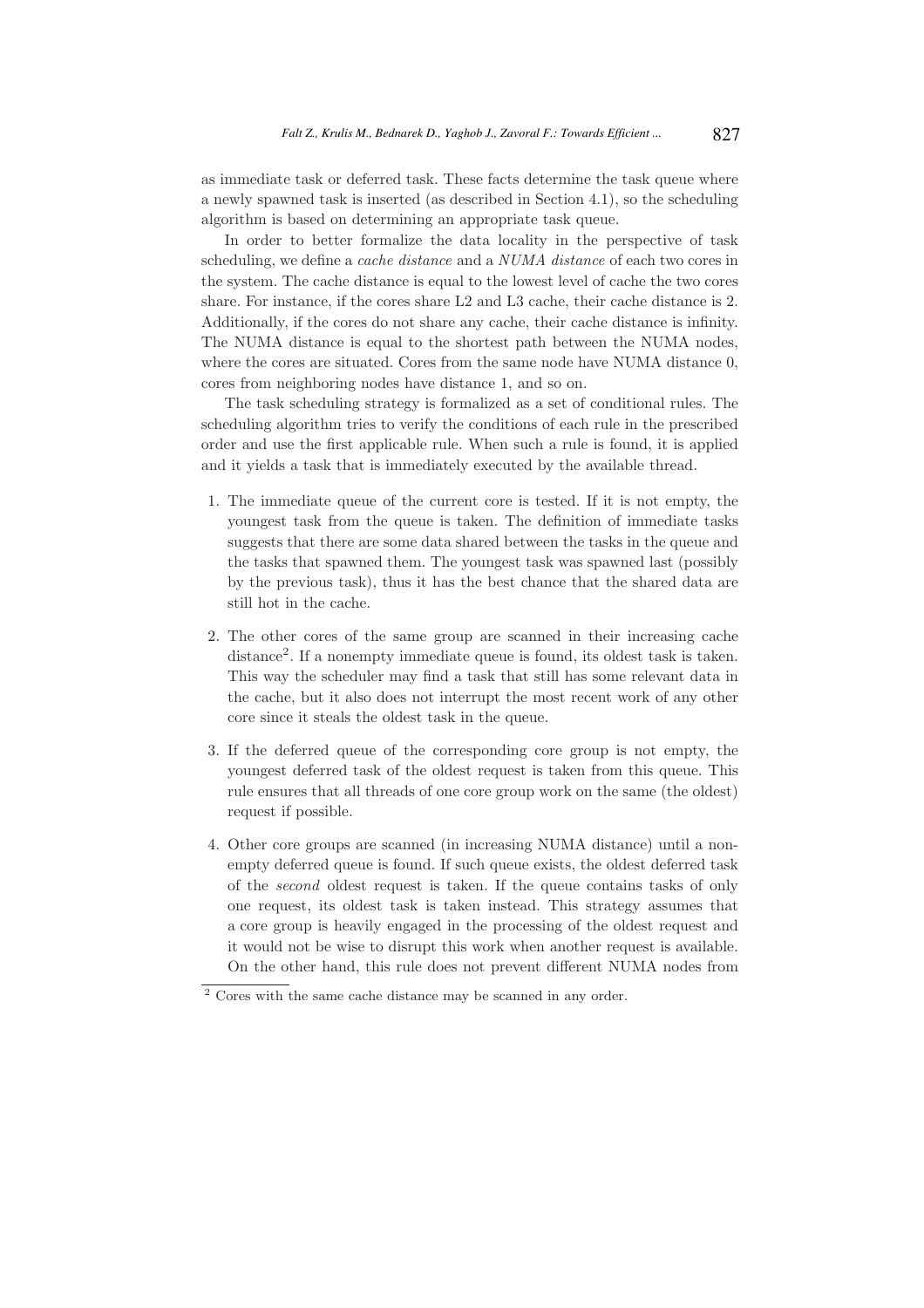as immediate task or deferred task. These facts determine the task queue where a newly spawned task is inserted (as described in Section 4.1), so the scheduling algorithm is based on determining an appropriate task queue.

In order to better formalize the data locality in the perspective of task scheduling, we define a *cache distance* and a *NUMA distance* of each two cores in the system. The cache distance is equal to the lowest level of cache the two cores share. For instance, if the cores share L2 and L3 cache, their cache distance is 2. Additionally, if the cores do not share any cache, their cache distance is infinity. The NUMA distance is equal to the shortest path between the NUMA nodes, where the cores are situated. Cores from the same node have NUMA distance 0, cores from neighboring nodes have distance 1, and so on.

The task scheduling strategy is formalized as a set of conditional rules. The scheduling algorithm tries to verify the conditions of each rule in the prescribed order and use the first applicable rule. When such a rule is found, it is applied and it yields a task that is immediately executed by the available thread.

1. The immediate queue of the current core is tested. If it is not empty, the youngest task from the queue is taken. The definition of immediate tasks suggests that there are some data shared between the tasks in the queue and the tasks that spawned them. The youngest task was spawned last (possibly by the previous task), thus it has the best chance that the shared data are still hot in the cache.
2. The other cores of the same group are scanned in their increasing cache distance[2]. If a nonempty immediate queue is found, its oldest task is taken. This way the scheduler may find a task that still has some relevant data in the cache, but it also does not interrupt the most recent work of any other core since it steals the oldest task in the queue.
3. If the deferred queue of the corresponding core group is not empty, the youngest deferred task of the oldest request is taken from this queue. This rule ensures that all threads of one core group work on the same (the oldest) request if possible.
4. Other core groups are scanned (in increasing NUMA distance) until a non-empty deferred queue is found. If such queue exists, the oldest deferred task of the *second* oldest request is taken. If the queue contains tasks of only one request, its oldest task is taken instead. This strategy assumes that a core group is heavily engaged in the processing of the oldest request and it would not be wise to disrupt this work when another request is available. On the other hand, this rule does not prevent different NUMA nodes from

[2] Cores with the same cache distance may be scanned in any order.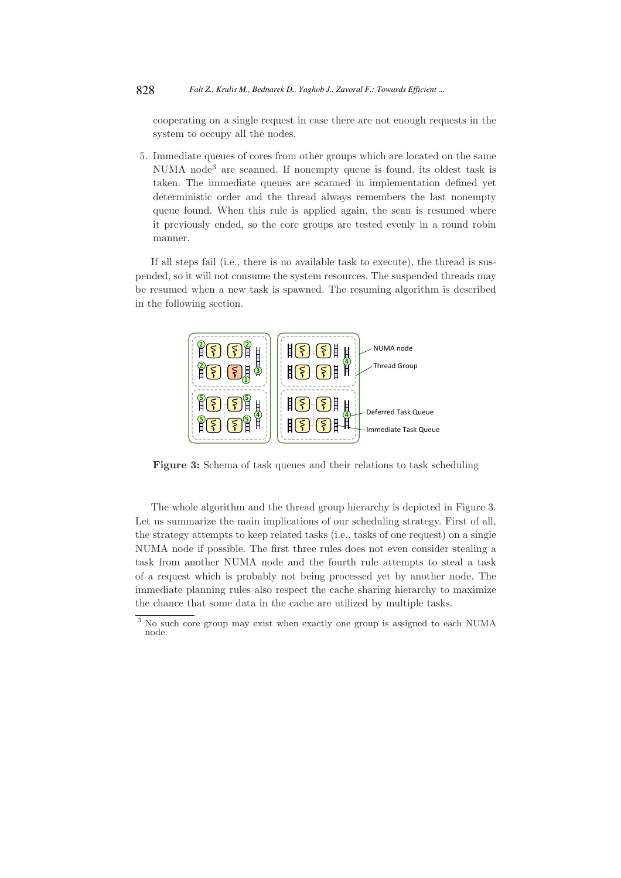cooperating on a single request in case there are not enough requests in the system to occupy all the nodes.

5. Immediate queues of cores from other groups which are located on the same NUMA node[3] are scanned. If nonempty queue is found, its oldest task is taken. The immediate queues are scanned in implementation defined yet deterministic order and the thread always remembers the last nonempty queue found. When this rule is applied again, the scan is resumed where it previously ended, so the core groups are tested evenly in a round robin manner.

If all steps fail (i.e., there is no available task to execute), the thread is suspended, so it will not consume the system resources. The suspended threads may be resumed when a new task is spawned. The resuming algorithm is described in the following section.

NUMA node
Thread Group
Deferred Task Queue
Immediate Task Queue

**Figure 3:** Schema of task queues and their relations to task scheduling

The whole algorithm and the thread group hierarchy is depicted in Figure 3. Let us summarize the main implications of our scheduling strategy. First of all, the strategy attempts to keep related tasks (i.e., tasks of one request) on a single NUMA node if possible. The first three rules does not even consider stealing a task from another NUMA node and the fourth rule attempts to steal a task of a request which is probably not being processed yet by another node. The immediate planning rules also respect the cache sharing hierarchy to maximize the chance that some data in the cache are utilized by multiple tasks.

[3] No such core group may exist when exactly one group is assigned to each NUMA node.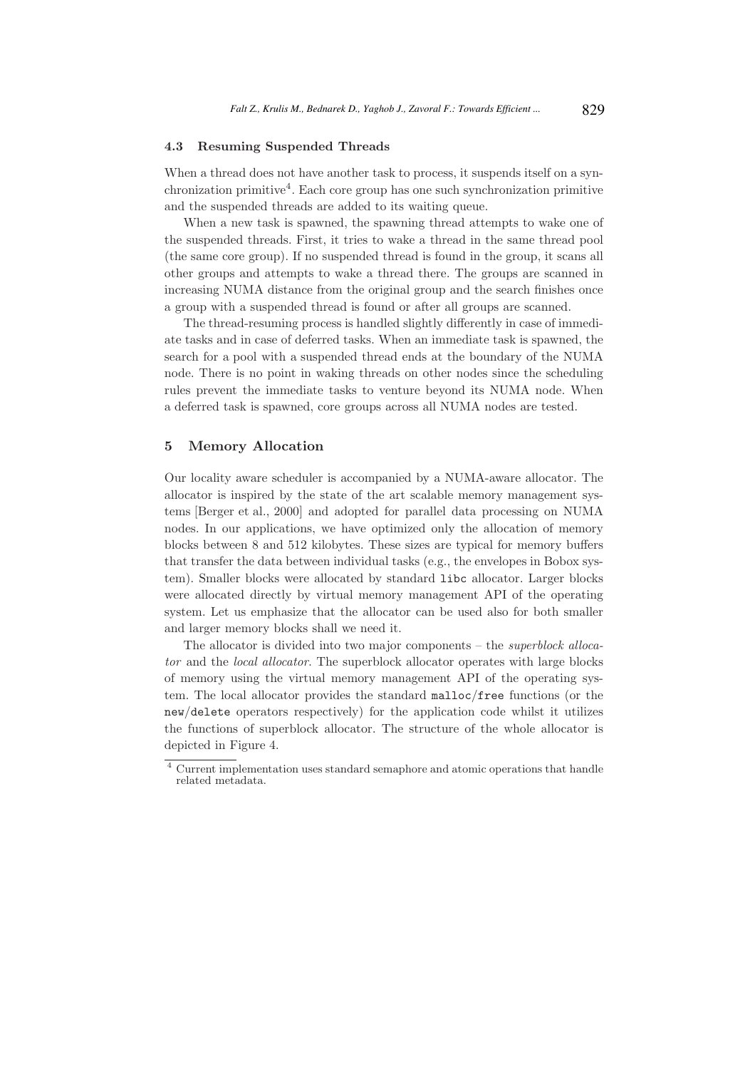### 4.3 Resuming Suspended Threads

When a thread does not have another task to process, it suspends itself on a synchronization primitive[4]. Each core group has one such synchronization primitive and the suspended threads are added to its waiting queue.

When a new task is spawned, the spawning thread attempts to wake one of the suspended threads. First, it tries to wake a thread in the same thread pool (the same core group). If no suspended thread is found in the group, it scans all other groups and attempts to wake a thread there. The groups are scanned in increasing NUMA distance from the original group and the search finishes once a group with a suspended thread is found or after all groups are scanned.

The thread-resuming process is handled slightly differently in case of immediate tasks and in case of deferred tasks. When an immediate task is spawned, the search for a pool with a suspended thread ends at the boundary of the NUMA node. There is no point in waking threads on other nodes since the scheduling rules prevent the immediate tasks to venture beyond its NUMA node. When a deferred task is spawned, core groups across all NUMA nodes are tested.

## 5 Memory Allocation

Our locality aware scheduler is accompanied by a NUMA-aware allocator. The allocator is inspired by the state of the art scalable memory management systems [Berger et al., 2000] and adopted for parallel data processing on NUMA nodes. In our applications, we have optimized only the allocation of memory blocks between 8 and 512 kilobytes. These sizes are typical for memory buffers that transfer the data between individual tasks (e.g., the envelopes in Bobox system). Smaller blocks were allocated by standard `libc` allocator. Larger blocks were allocated directly by virtual memory management API of the operating system. Let us emphasize that the allocator can be used also for both smaller and larger memory blocks shall we need it.

The allocator is divided into two major components – the *superblock allocator* and the *local allocator*. The superblock allocator operates with large blocks of memory using the virtual memory management API of the operating system. The local allocator provides the standard `malloc`/`free` functions (or the `new`/`delete` operators respectively) for the application code whilst it utilizes the functions of superblock allocator. The structure of the whole allocator is depicted in Figure 4.

[4] Current implementation uses standard semaphore and atomic operations that handle related metadata.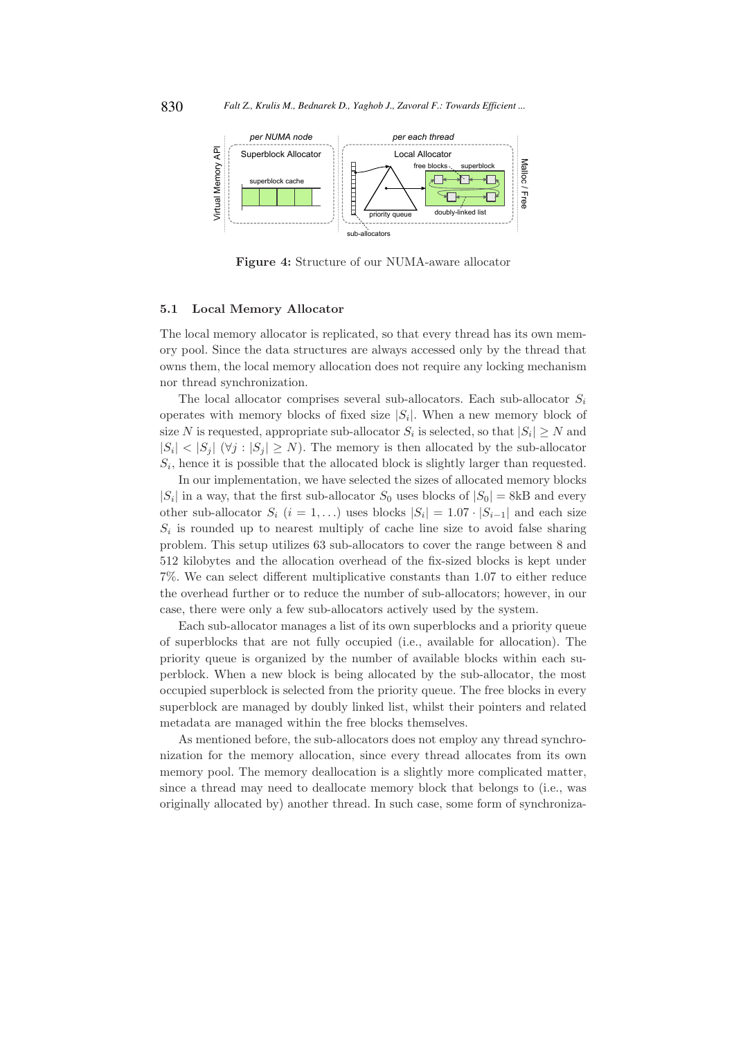per NUMA node

per each thread

Virtual Memory API

Superblock Allocator

superblock cache

Local Allocator

free blocks

superblock

priority queue

doubly-linked list

sub-allocators

Malloc / Free

**Figure 4:** Structure of our NUMA-aware allocator

### 5.1 Local Memory Allocator

The local memory allocator is replicated, so that every thread has its own memory pool. Since the data structures are always accessed only by the thread that owns them, the local memory allocation does not require any locking mechanism nor thread synchronization.

The local allocator comprises several sub-allocators. Each sub-allocator $S_i$ operates with memory blocks of fixed size $|S_i|$. When a new memory block of size $N$ is requested, appropriate sub-allocator $S_i$ is selected, so that $|S_i| \geq N$ and $|S_i| < |S_j|$ $(\forall j : |S_j| \geq N)$. The memory is then allocated by the sub-allocator $S_i$, hence it is possible that the allocated block is slightly larger than requested.

In our implementation, we have selected the sizes of allocated memory blocks $|S_i|$ in a way, that the first sub-allocator $S_0$ uses blocks of $|S_0| = 8$kB and every other sub-allocator $S_i$ $(i = 1, \ldots)$ uses blocks $|S_i| = 1.07 \cdot |S_{i-1}|$ and each size $S_i$ is rounded up to nearest multiply of cache line size to avoid false sharing problem. This setup utilizes 63 sub-allocators to cover the range between 8 and 512 kilobytes and the allocation overhead of the fix-sized blocks is kept under 7%. We can select different multiplicative constants than 1.07 to either reduce the overhead further or to reduce the number of sub-allocators; however, in our case, there were only a few sub-allocators actively used by the system.

Each sub-allocator manages a list of its own superblocks and a priority queue of superblocks that are not fully occupied (i.e., available for allocation). The priority queue is organized by the number of available blocks within each superblock. When a new block is being allocated by the sub-allocator, the most occupied superblock is selected from the priority queue. The free blocks in every superblock are managed by doubly linked list, whilst their pointers and related metadata are managed within the free blocks themselves.

As mentioned before, the sub-allocators does not employ any thread synchronization for the memory allocation, since every thread allocates from its own memory pool. The memory deallocation is a slightly more complicated matter, since a thread may need to deallocate memory block that belongs to (i.e., was originally allocated by) another thread. In such case, some form of synchroniza-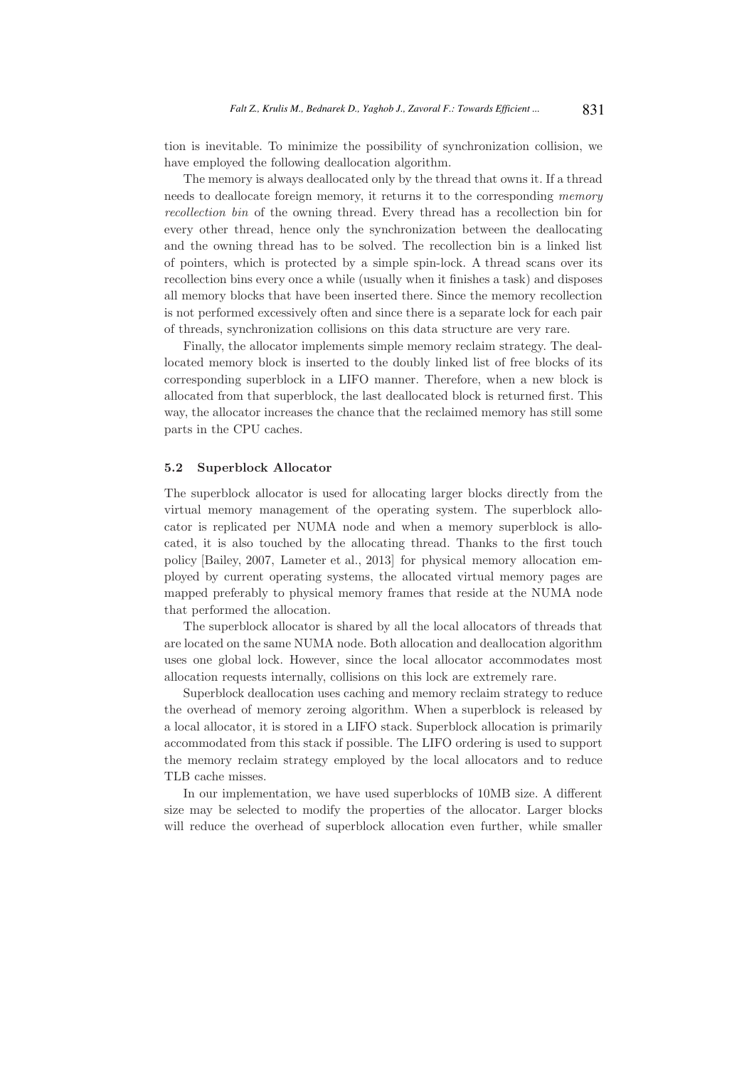tion is inevitable. To minimize the possibility of synchronization collision, we have employed the following deallocation algorithm.

The memory is always deallocated only by the thread that owns it. If a thread needs to deallocate foreign memory, it returns it to the corresponding *memory recollection bin* of the owning thread. Every thread has a recollection bin for every other thread, hence only the synchronization between the deallocating and the owning thread has to be solved. The recollection bin is a linked list of pointers, which is protected by a simple spin-lock. A thread scans over its recollection bins every once a while (usually when it finishes a task) and disposes all memory blocks that have been inserted there. Since the memory recollection is not performed excessively often and since there is a separate lock for each pair of threads, synchronization collisions on this data structure are very rare.

Finally, the allocator implements simple memory reclaim strategy. The deallocated memory block is inserted to the doubly linked list of free blocks of its corresponding superblock in a LIFO manner. Therefore, when a new block is allocated from that superblock, the last deallocated block is returned first. This way, the allocator increases the chance that the reclaimed memory has still some parts in the CPU caches.

### 5.2 Superblock Allocator

The superblock allocator is used for allocating larger blocks directly from the virtual memory management of the operating system. The superblock allocator is replicated per NUMA node and when a memory superblock is allocated, it is also touched by the allocating thread. Thanks to the first touch policy [Bailey, 2007, Lameter et al., 2013] for physical memory allocation employed by current operating systems, the allocated virtual memory pages are mapped preferably to physical memory frames that reside at the NUMA node that performed the allocation.

The superblock allocator is shared by all the local allocators of threads that are located on the same NUMA node. Both allocation and deallocation algorithm uses one global lock. However, since the local allocator accommodates most allocation requests internally, collisions on this lock are extremely rare.

Superblock deallocation uses caching and memory reclaim strategy to reduce the overhead of memory zeroing algorithm. When a superblock is released by a local allocator, it is stored in a LIFO stack. Superblock allocation is primarily accommodated from this stack if possible. The LIFO ordering is used to support the memory reclaim strategy employed by the local allocators and to reduce TLB cache misses.

In our implementation, we have used superblocks of 10MB size. A different size may be selected to modify the properties of the allocator. Larger blocks will reduce the overhead of superblock allocation even further, while smaller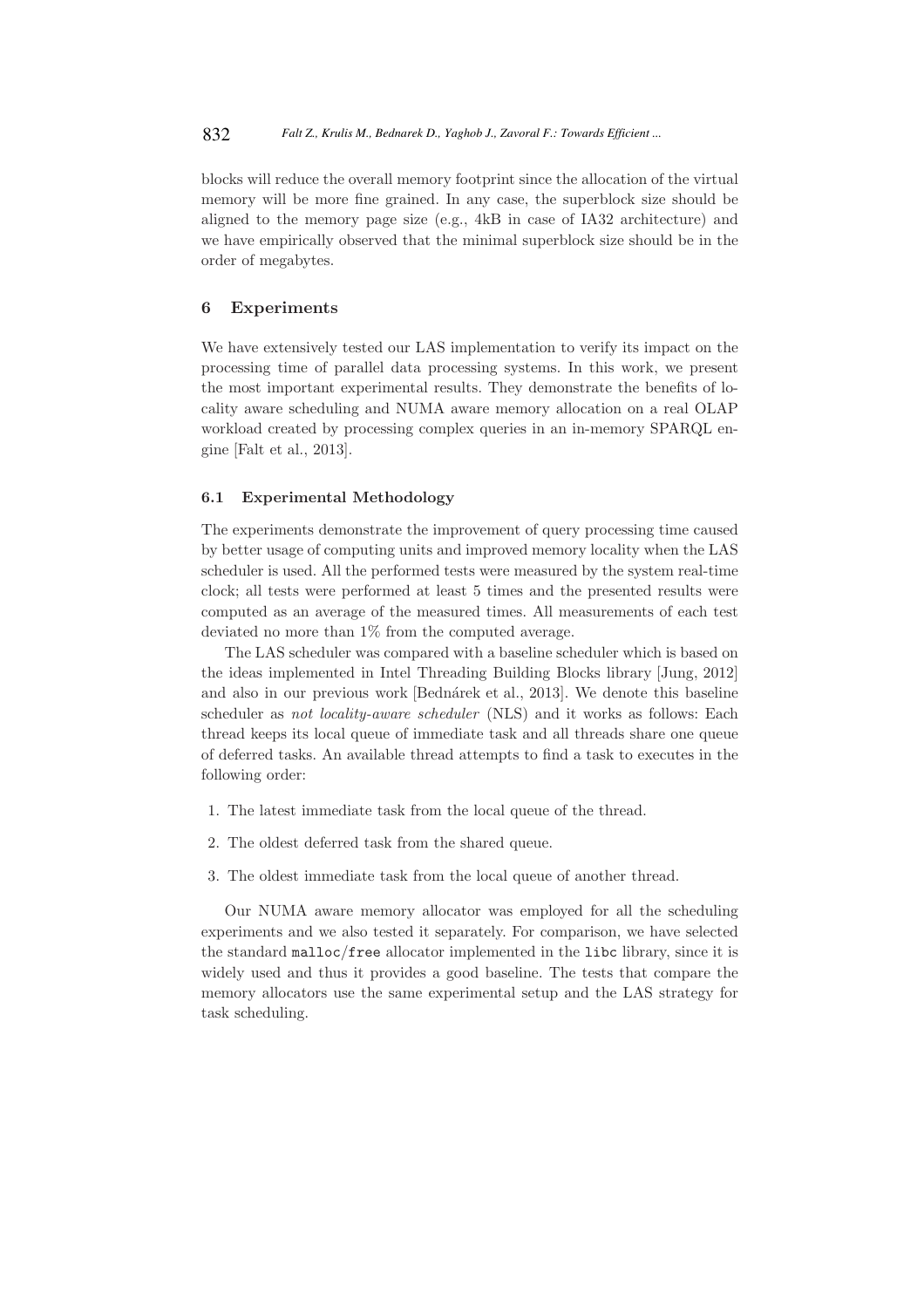blocks will reduce the overall memory footprint since the allocation of the virtual memory will be more fine grained. In any case, the superblock size should be aligned to the memory page size (e.g., 4kB in case of IA32 architecture) and we have empirically observed that the minimal superblock size should be in the order of megabytes.

## 6 Experiments

We have extensively tested our LAS implementation to verify its impact on the processing time of parallel data processing systems. In this work, we present the most important experimental results. They demonstrate the benefits of locality aware scheduling and NUMA aware memory allocation on a real OLAP workload created by processing complex queries in an in-memory SPARQL engine [Falt et al., 2013].

### 6.1 Experimental Methodology

The experiments demonstrate the improvement of query processing time caused by better usage of computing units and improved memory locality when the LAS scheduler is used. All the performed tests were measured by the system real-time clock; all tests were performed at least 5 times and the presented results were computed as an average of the measured times. All measurements of each test deviated no more than 1% from the computed average.

The LAS scheduler was compared with a baseline scheduler which is based on the ideas implemented in Intel Threading Building Blocks library [Jung, 2012] and also in our previous work [Bednárek et al., 2013]. We denote this baseline scheduler as *not locality-aware scheduler* (NLS) and it works as follows: Each thread keeps its local queue of immediate task and all threads share one queue of deferred tasks. An available thread attempts to find a task to executes in the following order:

1. The latest immediate task from the local queue of the thread.
2. The oldest deferred task from the shared queue.
3. The oldest immediate task from the local queue of another thread.

Our NUMA aware memory allocator was employed for all the scheduling experiments and we also tested it separately. For comparison, we have selected the standard `malloc`/`free` allocator implemented in the `libc` library, since it is widely used and thus it provides a good baseline. The tests that compare the memory allocators use the same experimental setup and the LAS strategy for task scheduling.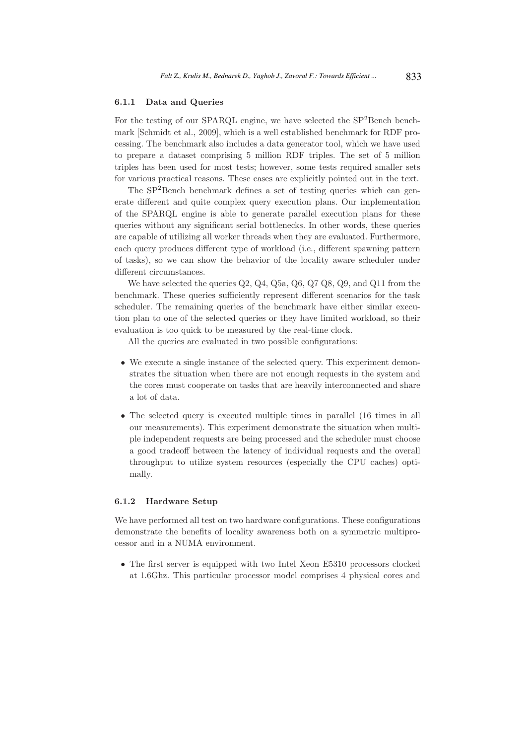#### 6.1.1 Data and Queries

For the testing of our SPARQL engine, we have selected the SP$^2$Bench benchmark [Schmidt et al., 2009], which is a well established benchmark for RDF processing. The benchmark also includes a data generator tool, which we have used to prepare a dataset comprising 5 million RDF triples. The set of 5 million triples has been used for most tests; however, some tests required smaller sets for various practical reasons. These cases are explicitly pointed out in the text.

The SP$^2$Bench benchmark defines a set of testing queries which can generate different and quite complex query execution plans. Our implementation of the SPARQL engine is able to generate parallel execution plans for these queries without any significant serial bottlenecks. In other words, these queries are capable of utilizing all worker threads when they are evaluated. Furthermore, each query produces different type of workload (i.e., different spawning pattern of tasks), so we can show the behavior of the locality aware scheduler under different circumstances.

We have selected the queries Q2, Q4, Q5a, Q6, Q7 Q8, Q9, and Q11 from the benchmark. These queries sufficiently represent different scenarios for the task scheduler. The remaining queries of the benchmark have either similar execution plan to one of the selected queries or they have limited workload, so their evaluation is too quick to be measured by the real-time clock.

All the queries are evaluated in two possible configurations:

- We execute a single instance of the selected query. This experiment demonstrates the situation when there are not enough requests in the system and the cores must cooperate on tasks that are heavily interconnected and share a lot of data.
- The selected query is executed multiple times in parallel (16 times in all our measurements). This experiment demonstrate the situation when multiple independent requests are being processed and the scheduler must choose a good tradeoff between the latency of individual requests and the overall throughput to utilize system resources (especially the CPU caches) optimally.

#### 6.1.2 Hardware Setup

We have performed all test on two hardware configurations. These configurations demonstrate the benefits of locality awareness both on a symmetric multiprocessor and in a NUMA environment.

- The first server is equipped with two Intel Xeon E5310 processors clocked at 1.6Ghz. This particular processor model comprises 4 physical cores and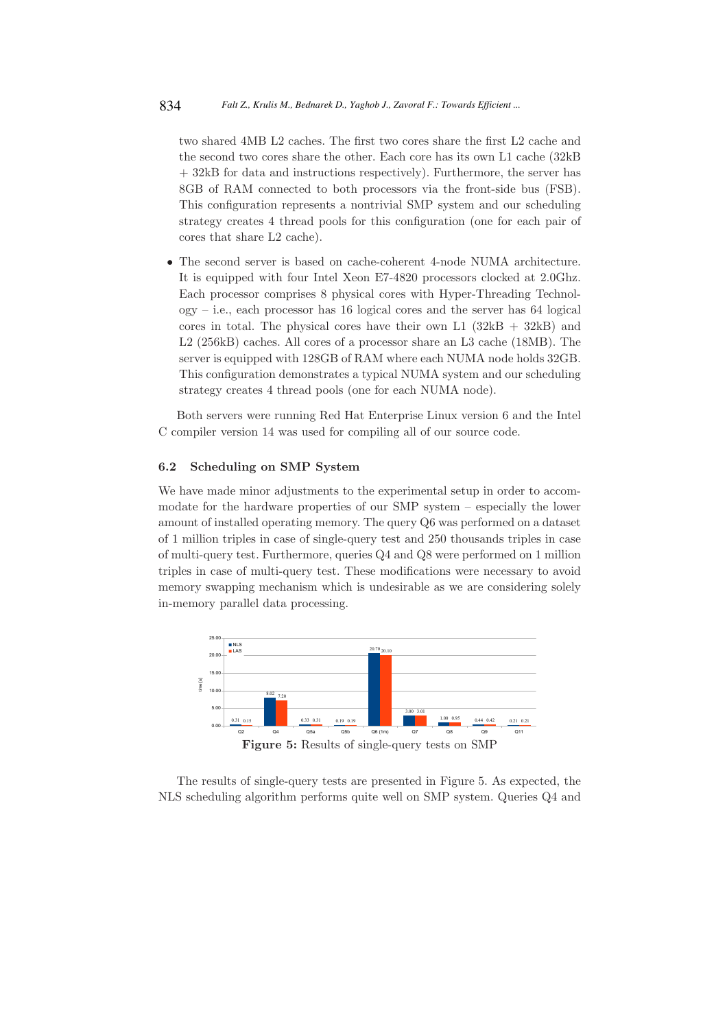two shared 4MB L2 caches. The first two cores share the first L2 cache and the second two cores share the other. Each core has its own L1 cache (32kB + 32kB for data and instructions respectively). Furthermore, the server has 8GB of RAM connected to both processors via the front-side bus (FSB). This configuration represents a nontrivial SMP system and our scheduling strategy creates 4 thread pools for this configuration (one for each pair of cores that share L2 cache).

- The second server is based on cache-coherent 4-node NUMA architecture. It is equipped with four Intel Xeon E7-4820 processors clocked at 2.0Ghz. Each processor comprises 8 physical cores with Hyper-Threading Technology – i.e., each processor has 16 logical cores and the server has 64 logical cores in total. The physical cores have their own L1 (32kB + 32kB) and L2 (256kB) caches. All cores of a processor share an L3 cache (18MB). The server is equipped with 128GB of RAM where each NUMA node holds 32GB. This configuration demonstrates a typical NUMA system and our scheduling strategy creates 4 thread pools (one for each NUMA node).

Both servers were running Red Hat Enterprise Linux version 6 and the Intel C compiler version 14 was used for compiling all of our source code.

### 6.2 Scheduling on SMP System

We have made minor adjustments to the experimental setup in order to accommodate for the hardware properties of our SMP system – especially the lower amount of installed operating memory. The query Q6 was performed on a dataset of 1 million triples in case of single-query test and 250 thousands triples in case of multi-query test. Furthermore, queries Q4 and Q8 were performed on 1 million triples in case of multi-query test. These modifications were necessary to avoid memory swapping mechanism which is undesirable as we are considering solely in-memory parallel data processing.

time [s]
25.00
20.00
15.00
10.00
5.00
0.00

NLS
LAS

0.31 0.15
8.02 7.20
0.33 0.31
0.19 0.19
20.70 20.10
3.00 3.01
1.00 0.95
0.44 0.42
0.21 0.21

Q2 Q4 Q5a Q5b Q6 (1m) Q7 Q8 Q9 Q11

**Figure 5:** Results of single-query tests on SMP

The results of single-query tests are presented in Figure 5. As expected, the NLS scheduling algorithm performs quite well on SMP system. Queries Q4 and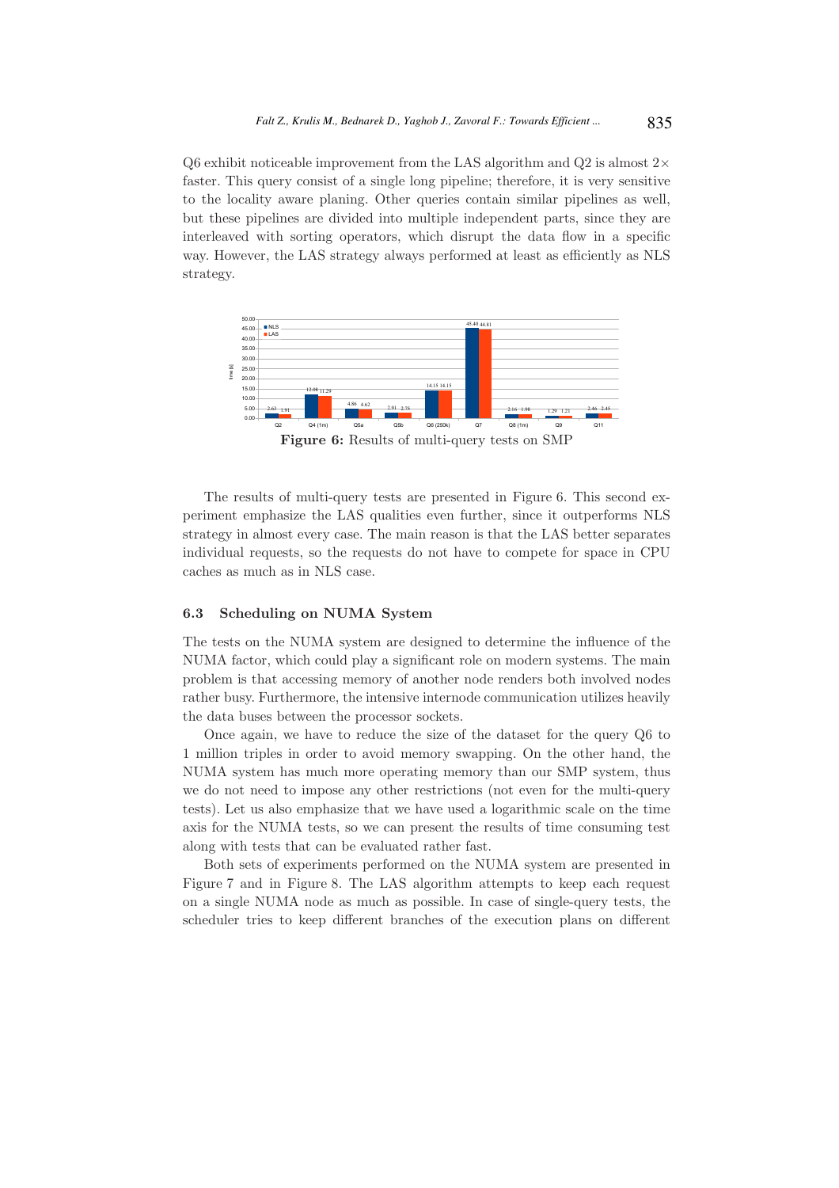Q6 exhibit noticeable improvement from the LAS algorithm and Q2 is almost 2× faster. This query consist of a single long pipeline; therefore, it is very sensitive to the locality aware planing. Other queries contain similar pipelines as well, but these pipelines are divided into multiple independent parts, since they are interleaved with sorting operators, which disrupt the data flow in a specific way. However, the LAS strategy always performed at least as efficiently as NLS strategy.

50.00
45.00
40.00
35.00
30.00
25.00
20.00
15.00
10.00
5.00
0.00

time [s]

NLS
LAS

2.63 1.91
12.08 11.29
4.86 4.62
2.91 2.75
14.15 14.15
45.40 44.81
2.16 1.98
1.29 1.21
2.46 2.45

Q2
Q4 (1m)
Q5a
Q5b
Q6 (250k)
Q7
Q8 (1m)
Q9
Q11

**Figure 6:** Results of multi-query tests on SMP

The results of multi-query tests are presented in Figure 6. This second experiment emphasize the LAS qualities even further, since it outperforms NLS strategy in almost every case. The main reason is that the LAS better separates individual requests, so the requests do not have to compete for space in CPU caches as much as in NLS case.

### 6.3 Scheduling on NUMA System

The tests on the NUMA system are designed to determine the influence of the NUMA factor, which could play a significant role on modern systems. The main problem is that accessing memory of another node renders both involved nodes rather busy. Furthermore, the intensive internode communication utilizes heavily the data buses between the processor sockets.

Once again, we have to reduce the size of the dataset for the query Q6 to 1 million triples in order to avoid memory swapping. On the other hand, the NUMA system has much more operating memory than our SMP system, thus we do not need to impose any other restrictions (not even for the multi-query tests). Let us also emphasize that we have used a logarithmic scale on the time axis for the NUMA tests, so we can present the results of time consuming test along with tests that can be evaluated rather fast.

Both sets of experiments performed on the NUMA system are presented in Figure 7 and in Figure 8. The LAS algorithm attempts to keep each request on a single NUMA node as much as possible. In case of single-query tests, the scheduler tries to keep different branches of the execution plans on different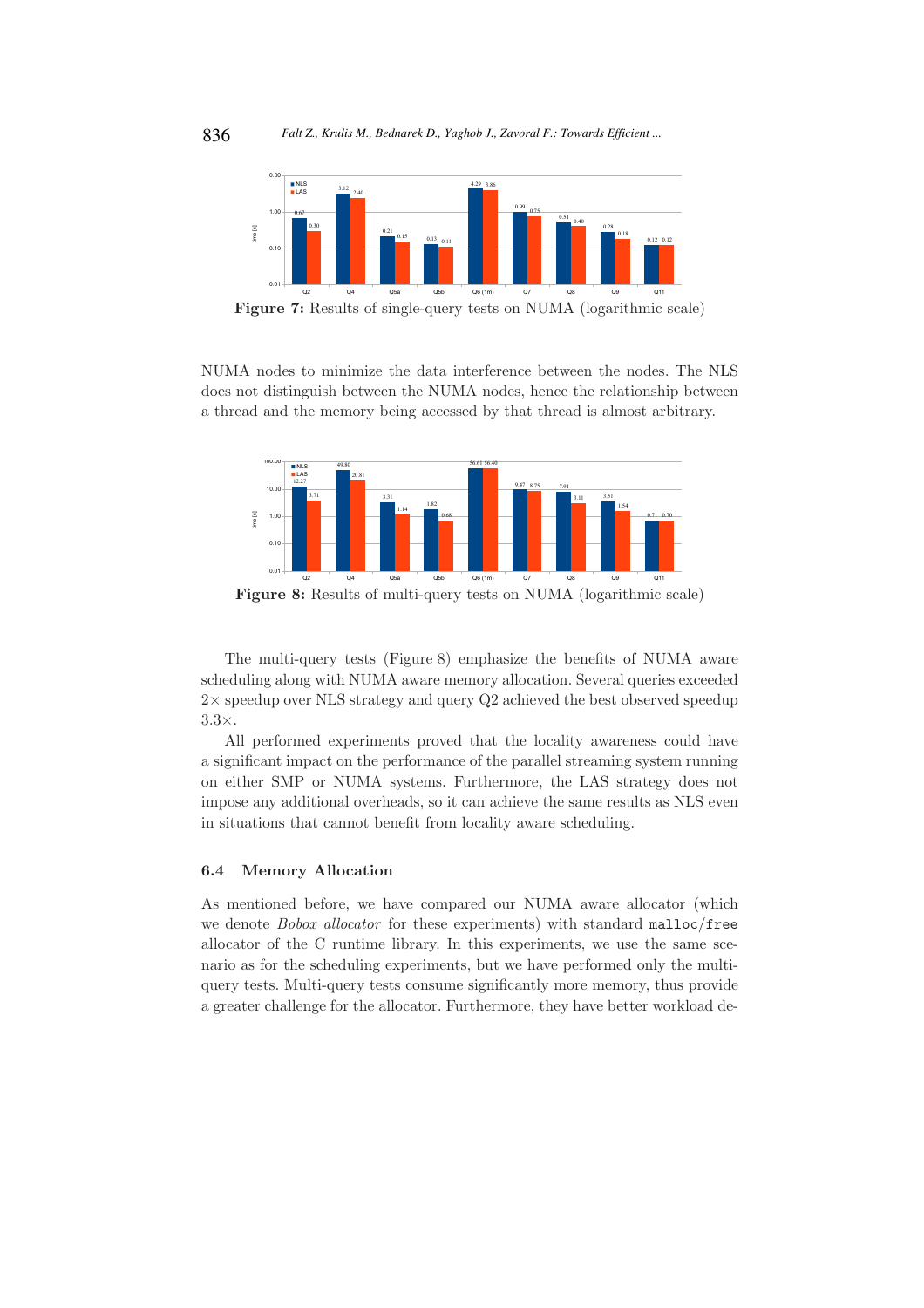10.00
NLS
LAS
1.00
time [s]
0.10
0.01

0.67 0.30 3.12 2.40 0.21 0.15 0.13 0.11 4.29 3.86 0.99 0.75 0.51 0.40 0.28 0.18 0.12 0.12

Q2 Q4 Q5a Q5b Q6 (1m) Q7 Q8 Q9 Q11

**Figure 7:** Results of single-query tests on NUMA (logarithmic scale)

NUMA nodes to minimize the data interference between the nodes. The NLS does not distinguish between the NUMA nodes, hence the relationship between a thread and the memory being accessed by that thread is almost arbitrary.

100.00
NLS
LAS
10.00
1.00
time [s]
0.10
0.01

12.27 3.71 49.80 20.81 3.31 1.14 1.82 0.68 56.61 56.40 9.47 8.75 7.91 3.11 3.51 1.54 0.71 0.70

Q2 Q4 Q5a Q5b Q6 (1m) Q7 Q8 Q9 Q11

**Figure 8:** Results of multi-query tests on NUMA (logarithmic scale)

The multi-query tests (Figure 8) emphasize the benefits of NUMA aware scheduling along with NUMA aware memory allocation. Several queries exceeded $2\times$ speedup over NLS strategy and query Q2 achieved the best observed speedup $3.3\times$.

All performed experiments proved that the locality awareness could have a significant impact on the performance of the parallel streaming system running on either SMP or NUMA systems. Furthermore, the LAS strategy does not impose any additional overheads, so it can achieve the same results as NLS even in situations that cannot benefit from locality aware scheduling.

### 6.4 Memory Allocation

As mentioned before, we have compared our NUMA aware allocator (which we denote *Bobox allocator* for these experiments) with standard `malloc`/`free` allocator of the C runtime library. In this experiments, we use the same scenario as for the scheduling experiments, but we have performed only the multi-query tests. Multi-query tests consume significantly more memory, thus provide a greater challenge for the allocator. Furthermore, they have better workload de-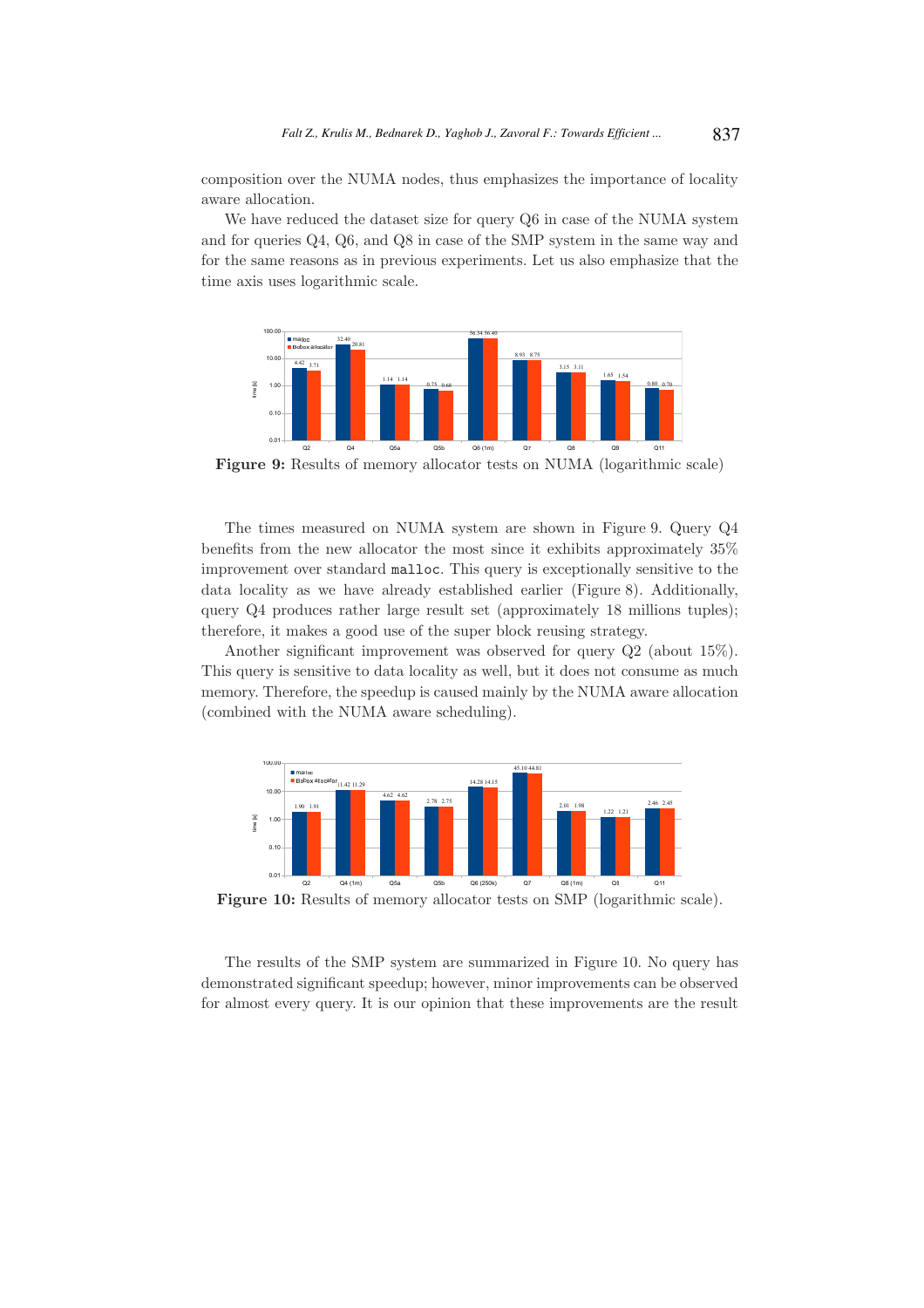composition over the NUMA nodes, thus emphasizes the importance of locality aware allocation.

We have reduced the dataset size for query Q6 in case of the NUMA system and for queries Q4, Q6, and Q8 in case of the SMP system in the same way and for the same reasons as in previous experiments. Let us also emphasize that the time axis uses logarithmic scale.

100.00
10.00
1.00
0.10
0.01
time [s]
malloc
Bobox allocator
4.42 3.71
32.40 20.81
1.14 1.14
0.75 0.68
56.34 56.40
8.93 8.75
3.15 3.11
1.65 1.54
0.80 0.70
Q2 Q4 Q5a Q5b Q6 (1m) Q7 Q8 Q9 Q11

**Figure 9:** Results of memory allocator tests on NUMA (logarithmic scale)

The times measured on NUMA system are shown in Figure 9. Query Q4 benefits from the new allocator the most since it exhibits approximately 35% improvement over standard `malloc`. This query is exceptionally sensitive to the data locality as we have already established earlier (Figure 8). Additionally, query Q4 produces rather large result set (approximately 18 millions tuples); therefore, it makes a good use of the super block reusing strategy.

Another significant improvement was observed for query Q2 (about 15%). This query is sensitive to data locality as well, but it does not consume as much memory. Therefore, the speedup is caused mainly by the NUMA aware allocation (combined with the NUMA aware scheduling).

100.00
10.00
1.00
0.10
0.01
time [s]
malloc
Bobox allocator
1.90 1.91
11.42 11.29
4.62 4.62
2.78 2.75
14.28 14.15
45.10 44.81
2.01 1.98
1.22 1.21
2.46 2.45
Q2 Q4 (1m) Q5a Q5b Q6 (250k) Q7 Q8 (1m) Q9 Q11

**Figure 10:** Results of memory allocator tests on SMP (logarithmic scale).

The results of the SMP system are summarized in Figure 10. No query has demonstrated significant speedup; however, minor improvements can be observed for almost every query. It is our opinion that these improvements are the result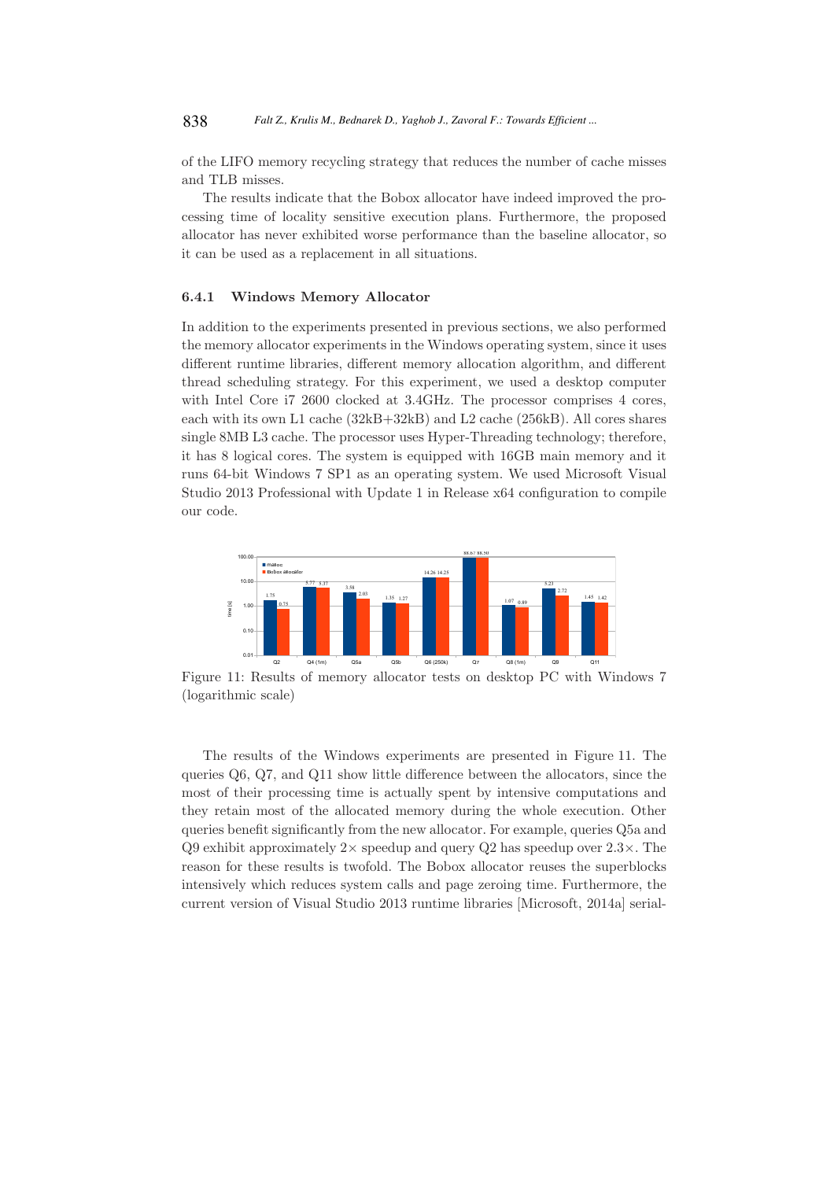of the LIFO memory recycling strategy that reduces the number of cache misses and TLB misses.

The results indicate that the Bobox allocator have indeed improved the processing time of locality sensitive execution plans. Furthermore, the proposed allocator has never exhibited worse performance than the baseline allocator, so it can be used as a replacement in all situations.

#### 6.4.1 Windows Memory Allocator

In addition to the experiments presented in previous sections, we also performed the memory allocator experiments in the Windows operating system, since it uses different runtime libraries, different memory allocation algorithm, and different thread scheduling strategy. For this experiment, we used a desktop computer with Intel Core i7 2600 clocked at 3.4GHz. The processor comprises 4 cores, each with its own L1 cache (32kB+32kB) and L2 cache (256kB). All cores shares single 8MB L3 cache. The processor uses Hyper-Threading technology; therefore, it has 8 logical cores. The system is equipped with 16GB main memory and it runs 64-bit Windows 7 SP1 as an operating system. We used Microsoft Visual Studio 2013 Professional with Update 1 in Release x64 configuration to compile our code.

malloc
Bobox allocator
time [s]
100.00
10.00
1.00
0.10
0.01
1.75 0.75
5.77 5.37
3.58 2.03
1.35 1.27
14.26 14.25
88.67 88.50
1.07 0.89
5.21 2.72
1.45 1.42
Q2 Q4 (1m) Q5a Q5b Q6 (250k) Q7 Q8 (1m) Q9 Q11

Figure 11: Results of memory allocator tests on desktop PC with Windows 7 (logarithmic scale)

The results of the Windows experiments are presented in Figure 11. The queries Q6, Q7, and Q11 show little difference between the allocators, since the most of their processing time is actually spent by intensive computations and they retain most of the allocated memory during the whole execution. Other queries benefit significantly from the new allocator. For example, queries Q5a and Q9 exhibit approximately $2\times$ speedup and query Q2 has speedup over $2.3\times$. The reason for these results is twofold. The Bobox allocator reuses the superblocks intensively which reduces system calls and page zeroing time. Furthermore, the current version of Visual Studio 2013 runtime libraries [Microsoft, 2014a] serial-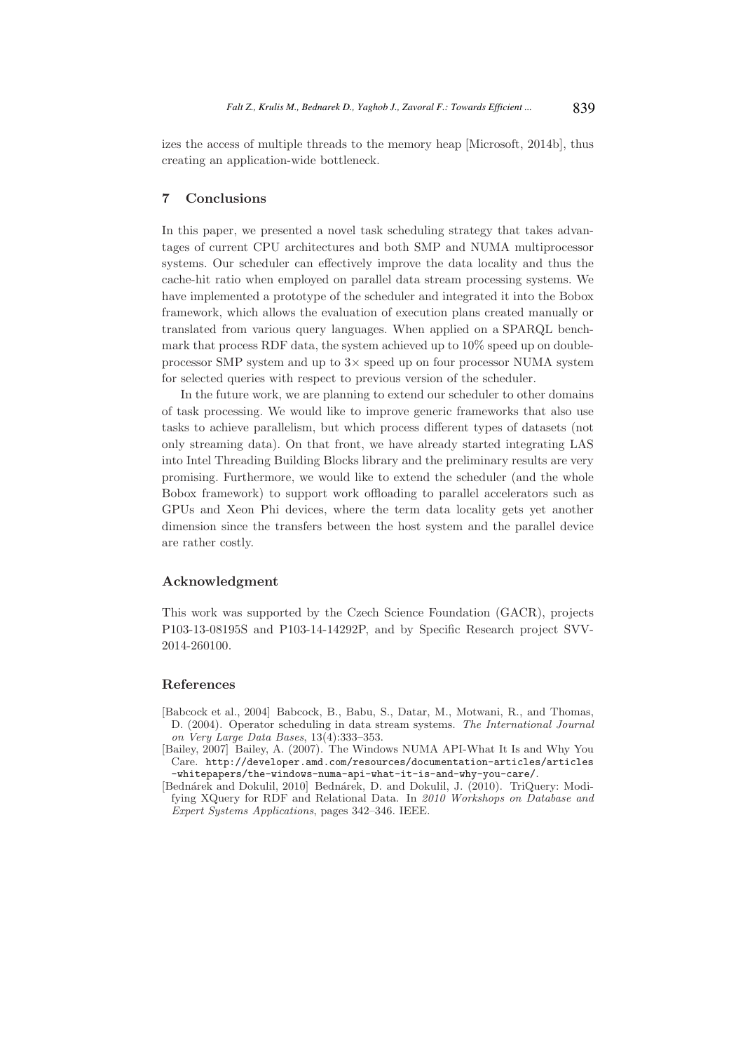izes the access of multiple threads to the memory heap [Microsoft, 2014b], thus creating an application-wide bottleneck.

## 7 Conclusions

In this paper, we presented a novel task scheduling strategy that takes advantages of current CPU architectures and both SMP and NUMA multiprocessor systems. Our scheduler can effectively improve the data locality and thus the cache-hit ratio when employed on parallel data stream processing systems. We have implemented a prototype of the scheduler and integrated it into the Bobox framework, which allows the evaluation of execution plans created manually or translated from various query languages. When applied on a SPARQL benchmark that process RDF data, the system achieved up to 10% speed up on double-processor SMP system and up to $3\times$ speed up on four processor NUMA system for selected queries with respect to previous version of the scheduler.

In the future work, we are planning to extend our scheduler to other domains of task processing. We would like to improve generic frameworks that also use tasks to achieve parallelism, but which process different types of datasets (not only streaming data). On that front, we have already started integrating LAS into Intel Threading Building Blocks library and the preliminary results are very promising. Furthermore, we would like to extend the scheduler (and the whole Bobox framework) to support work offloading to parallel accelerators such as GPUs and Xeon Phi devices, where the term data locality gets yet another dimension since the transfers between the host system and the parallel device are rather costly.

### Acknowledgment

This work was supported by the Czech Science Foundation (GACR), projects P103-13-08195S and P103-14-14292P, and by Specific Research project SVV-2014-260100.

### References

[Babcock et al., 2004] Babcock, B., Babu, S., Datar, M., Motwani, R., and Thomas, D. (2004). Operator scheduling in data stream systems. *The International Journal on Very Large Data Bases*, 13(4):333–353.

[Bailey, 2007] Bailey, A. (2007). The Windows NUMA API-What It Is and Why You Care. `http://developer.amd.com/resources/documentation-articles/articles-whitepapers/the-windows-numa-api-what-it-is-and-why-you-care/`.

[Bednárek and Dokulil, 2010] Bednárek, D. and Dokulil, J. (2010). TriQuery: Modifying XQuery for RDF and Relational Data. In *2010 Workshops on Database and Expert Systems Applications*, pages 342–346. IEEE.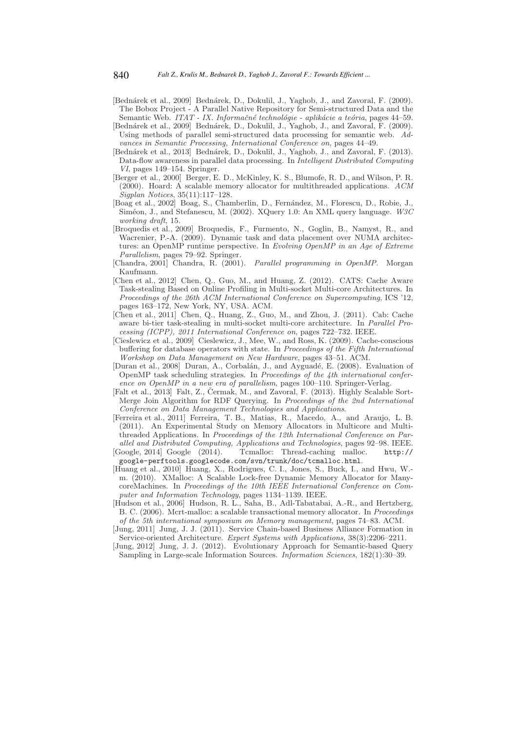[Bednárek et al., 2009] Bednárek, D., Dokulil, J., Yaghob, J., and Zavoral, F. (2009). The Bobox Project - A Parallel Native Repository for Semi-structured Data and the Semantic Web. *ITAT - IX. Informačné technológie - aplikácie a teória*, pages 44–59.

[Bednárek et al., 2009] Bednárek, D., Dokulil, J., Yaghob, J., and Zavoral, F. (2009). Using methods of parallel semi-structured data processing for semantic web. *Advances in Semantic Processing, International Conference on*, pages 44–49.

[Bednárek et al., 2013] Bednárek, D., Dokulil, J., Yaghob, J., and Zavoral, F. (2013). Data-flow awareness in parallel data processing. In *Intelligent Distributed Computing VI*, pages 149–154. Springer.

[Berger et al., 2000] Berger, E. D., McKinley, K. S., Blumofe, R. D., and Wilson, P. R. (2000). Hoard: A scalable memory allocator for multithreaded applications. *ACM Sigplan Notices*, 35(11):117–128.

[Boag et al., 2002] Boag, S., Chamberlin, D., Fernández, M., Florescu, D., Robie, J., Siméon, J., and Stefanescu, M. (2002). XQuery 1.0: An XML query language. *W3C working draft*, 15.

[Broquedis et al., 2009] Broquedis, F., Furmento, N., Goglin, B., Namyst, R., and Wacrenier, P.-A. (2009). Dynamic task and data placement over NUMA architectures: an OpenMP runtime perspective. In *Evolving OpenMP in an Age of Extreme Parallelism*, pages 79–92. Springer.

[Chandra, 2001] Chandra, R. (2001). *Parallel programming in OpenMP*. Morgan Kaufmann.

[Chen et al., 2012] Chen, Q., Guo, M., and Huang, Z. (2012). CATS: Cache Aware Task-stealing Based on Online Profiling in Multi-socket Multi-core Architectures. In *Proceedings of the 26th ACM International Conference on Supercomputing*, ICS '12, pages 163–172, New York, NY, USA. ACM.

[Chen et al., 2011] Chen, Q., Huang, Z., Guo, M., and Zhou, J. (2011). Cab: Cache aware bi-tier task-stealing in multi-socket multi-core architecture. In *Parallel Processing (ICPP), 2011 International Conference on*, pages 722–732. IEEE.

[Cieslewicz et al., 2009] Cieslewicz, J., Mee, W., and Ross, K. (2009). Cache-conscious buffering for database operators with state. In *Proceedings of the Fifth International Workshop on Data Management on New Hardware*, pages 43–51. ACM.

[Duran et al., 2008] Duran, A., Corbalán, J., and Ayguadé, E. (2008). Evaluation of OpenMP task scheduling strategies. In *Proceedings of the 4th international conference on OpenMP in a new era of parallelism*, pages 100–110. Springer-Verlag.

[Falt et al., 2013] Falt, Z., Čermak, M., and Zavoral, F. (2013). Highly Scalable Sort-Merge Join Algorithm for RDF Querying. In *Proceedings of the 2nd International Conference on Data Management Technologies and Applications*.

[Ferreira et al., 2011] Ferreira, T. B., Matias, R., Macedo, A., and Araujo, L. B. (2011). An Experimental Study on Memory Allocators in Multicore and Multithreaded Applications. In *Proceedings of the 12th International Conference on Parallel and Distributed Computing, Applications and Technologies*, pages 92–98. IEEE.

[Google, 2014] Google (2014). Tcmalloc: Thread-caching malloc. `http://google-perftools.googlecode.com/svn/trunk/doc/tcmalloc.html`.

[Huang et al., 2010] Huang, X., Rodrigues, C. I., Jones, S., Buck, I., and Hwu, W.-m. (2010). XMalloc: A Scalable Lock-free Dynamic Memory Allocator for ManycoreMachines. In *Proceedings of the 10th IEEE International Conference on Computer and Information Technology*, pages 1134–1139. IEEE.

[Hudson et al., 2006] Hudson, R. L., Saha, B., Adl-Tabatabai, A.-R., and Hertzberg, B. C. (2006). Mcrt-malloc: a scalable transactional memory allocator. In *Proceedings of the 5th international symposium on Memory management*, pages 74–83. ACM.

[Jung, 2011] Jung, J. J. (2011). Service Chain-based Business Alliance Formation in Service-oriented Architecture. *Expert Systems with Applications*, 38(3):2206–2211.

[Jung, 2012] Jung, J. J. (2012). Evolutionary Approach for Semantic-based Query Sampling in Large-scale Information Sources. *Information Sciences*, 182(1):30–39.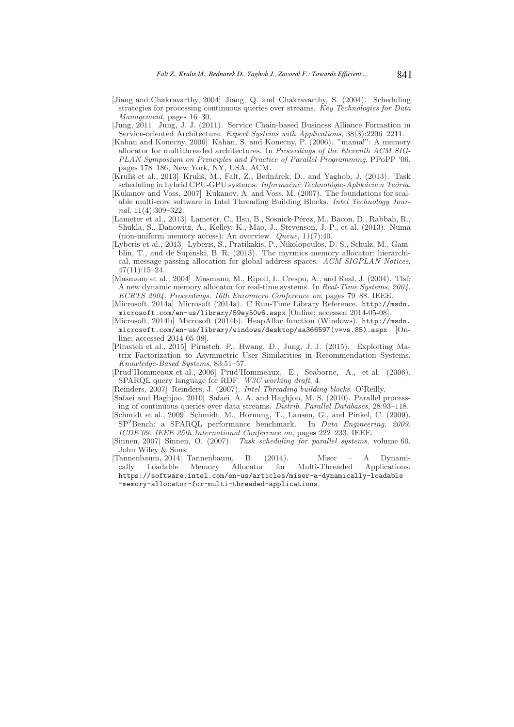[Jiang and Chakravarthy, 2004] Jiang, Q. and Chakravarthy, S. (2004). Scheduling strategies for processing continuous queries over streams. *Key Technologies for Data Management*, pages 16–30.

[Jung, 2011] Jung, J. J. (2011). Service Chain-based Business Alliance Formation in Service-oriented Architecture. *Expert Systems with Applications*, 38(3):2206–2211.

[Kahan and Konecny, 2006] Kahan, S. and Konecny, P. (2006). "mama!": A memory allocator for multithreaded architectures. In *Proceedings of the Eleventh ACM SIGPLAN Symposium on Principles and Practice of Parallel Programming*, PPoPP '06, pages 178–186, New York, NY, USA. ACM.

[Kruliš et al., 2013] Kruliš, M., Falt, Z., Bednárek, D., and Yaghob, J. (2013). Task scheduling in hybrid CPU-GPU systems. *Informačné Technológie-Aplikácie a Teória*.

[Kukanov and Voss, 2007] Kukanov, A. and Voss, M. (2007). The foundations for scalable multi-core software in Intel Threading Building Blocks. *Intel Technology Journal*, 11(4):309–322.

[Lameter et al., 2013] Lameter, C., Hsu, B., Sosnick-Pérez, M., Bacon, D., Rabbah, R., Shukla, S., Danowitz, A., Kelley, K., Mao, J., Stevenson, J. P., et al. (2013). Numa (non-uniform memory access): An overview. *Queue*, 11(7):40.

[Lyberis et al., 2013] Lyberis, S., Pratikakis, P., Nikolopoulos, D. S., Schulz, M., Gamblin, T., and de Supinski, B. R. (2013). The myrmics memory allocator: hierarchical, message-passing allocation for global address spaces. *ACM SIGPLAN Notices*, 47(11):15–24.

[Masmano et al., 2004] Masmano, M., Ripoll, I., Crespo, A., and Real, J. (2004). Tlsf: A new dynamic memory allocator for real-time systems. In *Real-Time Systems, 2004. ECRTS 2004. Proceedings. 16th Euromicro Conference on*, pages 79–88. IEEE.

[Microsoft, 2014a] Microsoft (2014a). C Run-Time Library Reference. `http://msdn.microsoft.com/en-us/library/59ey50w6.aspx` [Online; accessed 2014-05-08].

[Microsoft, 2014b] Microsoft (2014b). HeapAlloc function (Windows). `http://msdn.microsoft.com/en-us/library/windows/desktop/aa366597(v=vs.85).aspx` [Online; accessed 2014-05-08].

[Pirasteh et al., 2015] Pirasteh, P., Hwang, D., Jung, J. J. (2015). Exploiting Matrix Factorization to Asymmetric User Similarities in Recommendation Systems. *Knowledge-Based Systems*, 83:51–57.

[Prud'Hommeaux et al., 2006] Prud'Hommeaux, E., Seaborne, A., et al. (2006). SPARQL query language for RDF. *W3C working draft*, 4.

[Reinders, 2007] Reinders, J. (2007). *Intel Threading building blocks*. O'Reilly.

[Safaei and Haghjoo, 2010] Safaei, A. A. and Haghjoo, M. S. (2010). Parallel processing of continuous queries over data streams. *Distrib. Parallel Databases*, 28:93–118.

[Schmidt et al., 2009] Schmidt, M., Hornung, T., Lausen, G., and Pinkel, C. (2009). SP$^2$Bench: a SPARQL performance benchmark. In *Data Engineering, 2009. ICDE'09. IEEE 25th International Conference on*, pages 222–233. IEEE.

[Sinnen, 2007] Sinnen, O. (2007). *Task scheduling for parallel systems*, volume 60. John Wiley & Sons.

[Tannenbaum, 2014] Tannenbaum, B. (2014). Miser – A Dynamically Loadable Memory Allocator for Multi-Threaded Applications. `https://software.intel.com/en-us/articles/miser-a-dynamically-loadable-memory-allocator-for-multi-threaded-applications`.